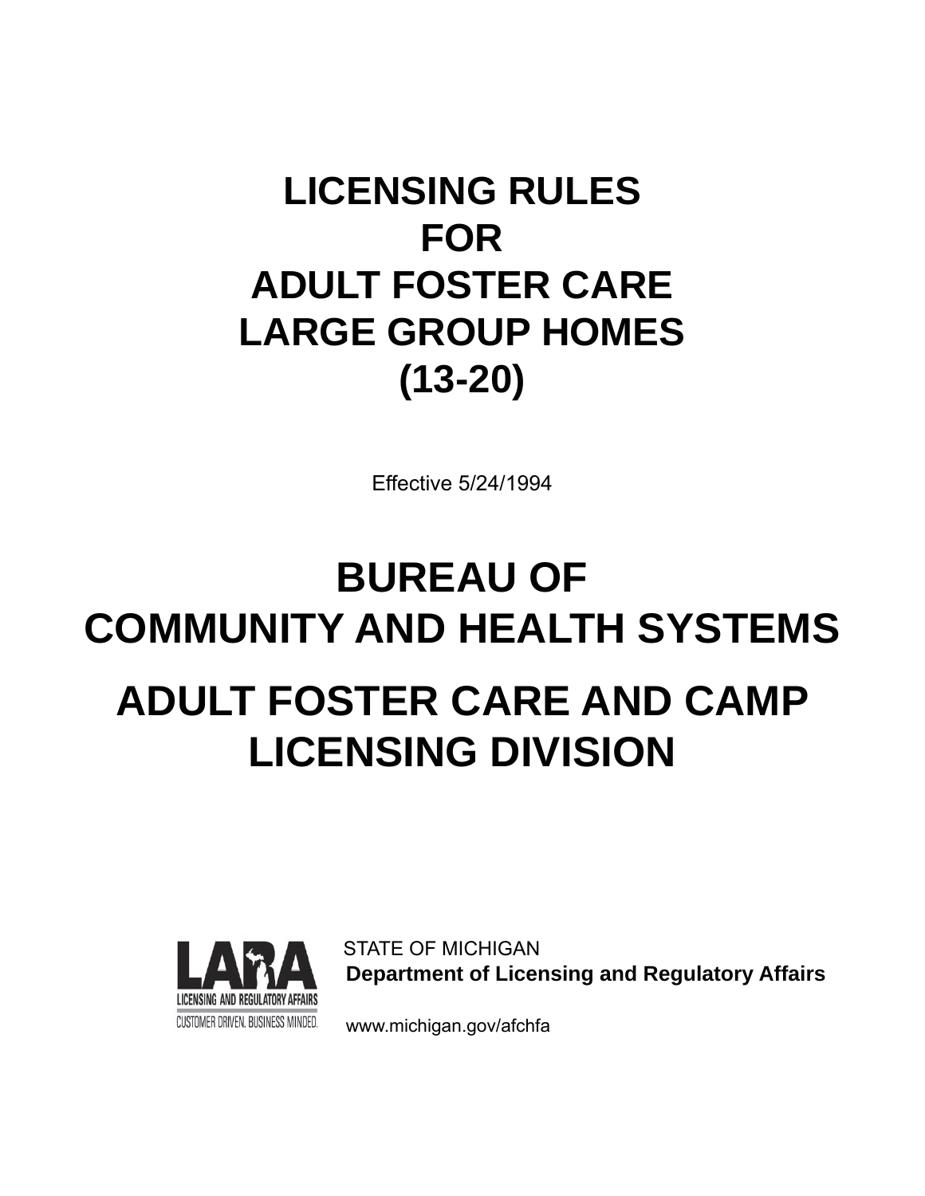# LICENSING RULES FOR ADULT FOSTER CARE LARGE GROUP HOMES (13-20)

Effective 5/24/1994

# BUREAU OF COMMUNITY AND HEALTH SYSTEMS

# ADULT FOSTER CARE AND CAMP LICENSING DIVISION

LARA
LICENSING AND REGULATORY AFFAIRS
CUSTOMER DRIVEN. BUSINESS MINDED.

STATE OF MICHIGAN
**Department of Licensing and Regulatory Affairs**

www.michigan.gov/afchfa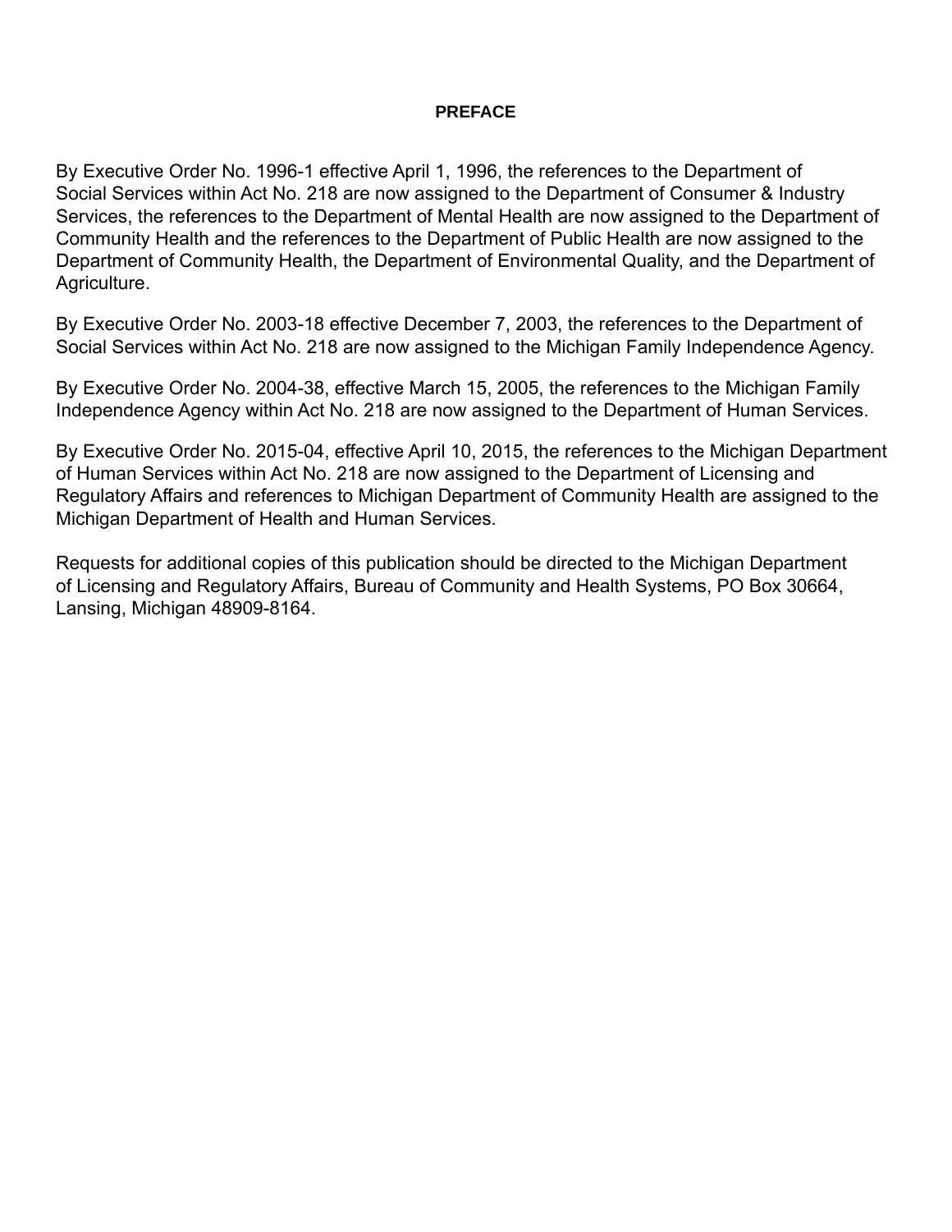# PREFACE

By Executive Order No. 1996-1 effective April 1, 1996, the references to the Department of Social Services within Act No. 218 are now assigned to the Department of Consumer & Industry Services, the references to the Department of Mental Health are now assigned to the Department of Community Health and the references to the Department of Public Health are now assigned to the Department of Community Health, the Department of Environmental Quality, and the Department of Agriculture.

By Executive Order No. 2003-18 effective December 7, 2003, the references to the Department of Social Services within Act No. 218 are now assigned to the Michigan Family Independence Agency.

By Executive Order No. 2004-38, effective March 15, 2005, the references to the Michigan Family Independence Agency within Act No. 218 are now assigned to the Department of Human Services.

By Executive Order No. 2015-04, effective April 10, 2015, the references to the Michigan Department of Human Services within Act No. 218 are now assigned to the Department of Licensing and Regulatory Affairs and references to Michigan Department of Community Health are assigned to the Michigan Department of Health and Human Services.

Requests for additional copies of this publication should be directed to the Michigan Department of Licensing and Regulatory Affairs, Bureau of Community and Health Systems, PO Box 30664, Lansing, Michigan 48909-8164.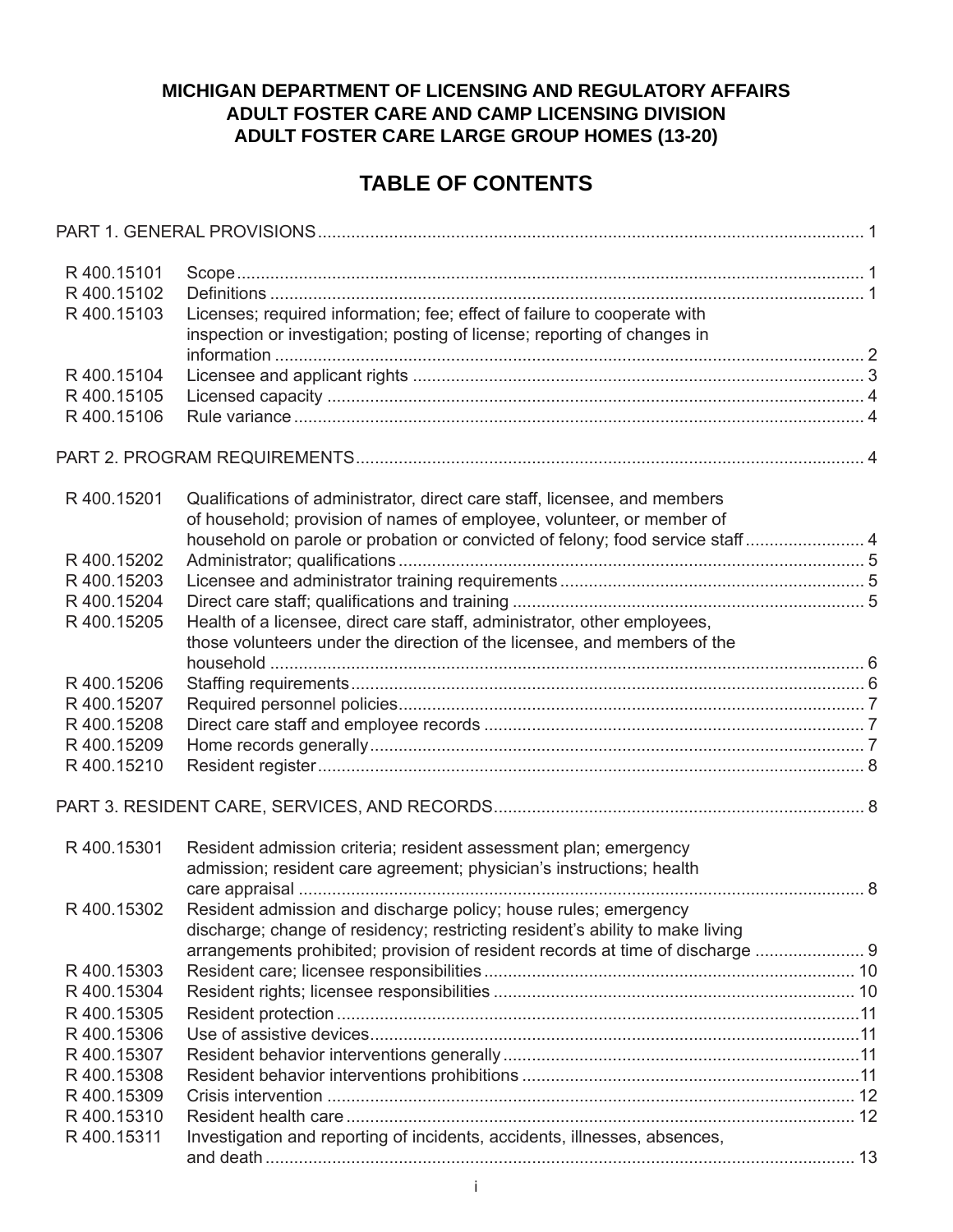**MICHIGAN DEPARTMENT OF LICENSING AND REGULATORY AFFAIRS**
**ADULT FOSTER CARE AND CAMP LICENSING DIVISION**
**ADULT FOSTER CARE LARGE GROUP HOMES (13-20)**

# TABLE OF CONTENTS

PART 1. GENERAL PROVISIONS .......... 1

| | | |
|---|---|---|
| R 400.15101 | Scope | 1 |
| R 400.15102 | Definitions | 1 |
| R 400.15103 | Licenses; required information; fee; effect of failure to cooperate with inspection or investigation; posting of license; reporting of changes in information | 2 |
| R 400.15104 | Licensee and applicant rights | 3 |
| R 400.15105 | Licensed capacity | 4 |
| R 400.15106 | Rule variance | 4 |

PART 2. PROGRAM REQUIREMENTS .......... 4

| | | |
|---|---|---|
| R 400.15201 | Qualifications of administrator, direct care staff, licensee, and members of household; provision of names of employee, volunteer, or member of household on parole or probation or convicted of felony; food service staff | 4 |
| R 400.15202 | Administrator; qualifications | 5 |
| R 400.15203 | Licensee and administrator training requirements | 5 |
| R 400.15204 | Direct care staff; qualifications and training | 5 |
| R 400.15205 | Health of a licensee, direct care staff, administrator, other employees, those volunteers under the direction of the licensee, and members of the household | 6 |
| R 400.15206 | Staffing requirements | 6 |
| R 400.15207 | Required personnel policies | 7 |
| R 400.15208 | Direct care staff and employee records | 7 |
| R 400.15209 | Home records generally | 7 |
| R 400.15210 | Resident register | 8 |

PART 3. RESIDENT CARE, SERVICES, AND RECORDS .......... 8

| | | |
|---|---|---|
| R 400.15301 | Resident admission criteria; resident assessment plan; emergency admission; resident care agreement; physician's instructions; health care appraisal | 8 |
| R 400.15302 | Resident admission and discharge policy; house rules; emergency discharge; change of residency; restricting resident's ability to make living arrangements prohibited; provision of resident records at time of discharge | 9 |
| R 400.15303 | Resident care; licensee responsibilities | 10 |
| R 400.15304 | Resident rights; licensee responsibilities | 10 |
| R 400.15305 | Resident protection | 11 |
| R 400.15306 | Use of assistive devices | 11 |
| R 400.15307 | Resident behavior interventions generally | 11 |
| R 400.15308 | Resident behavior interventions prohibitions | 11 |
| R 400.15309 | Crisis intervention | 12 |
| R 400.15310 | Resident health care | 12 |
| R 400.15311 | Investigation and reporting of incidents, accidents, illnesses, absences, and death | 13 |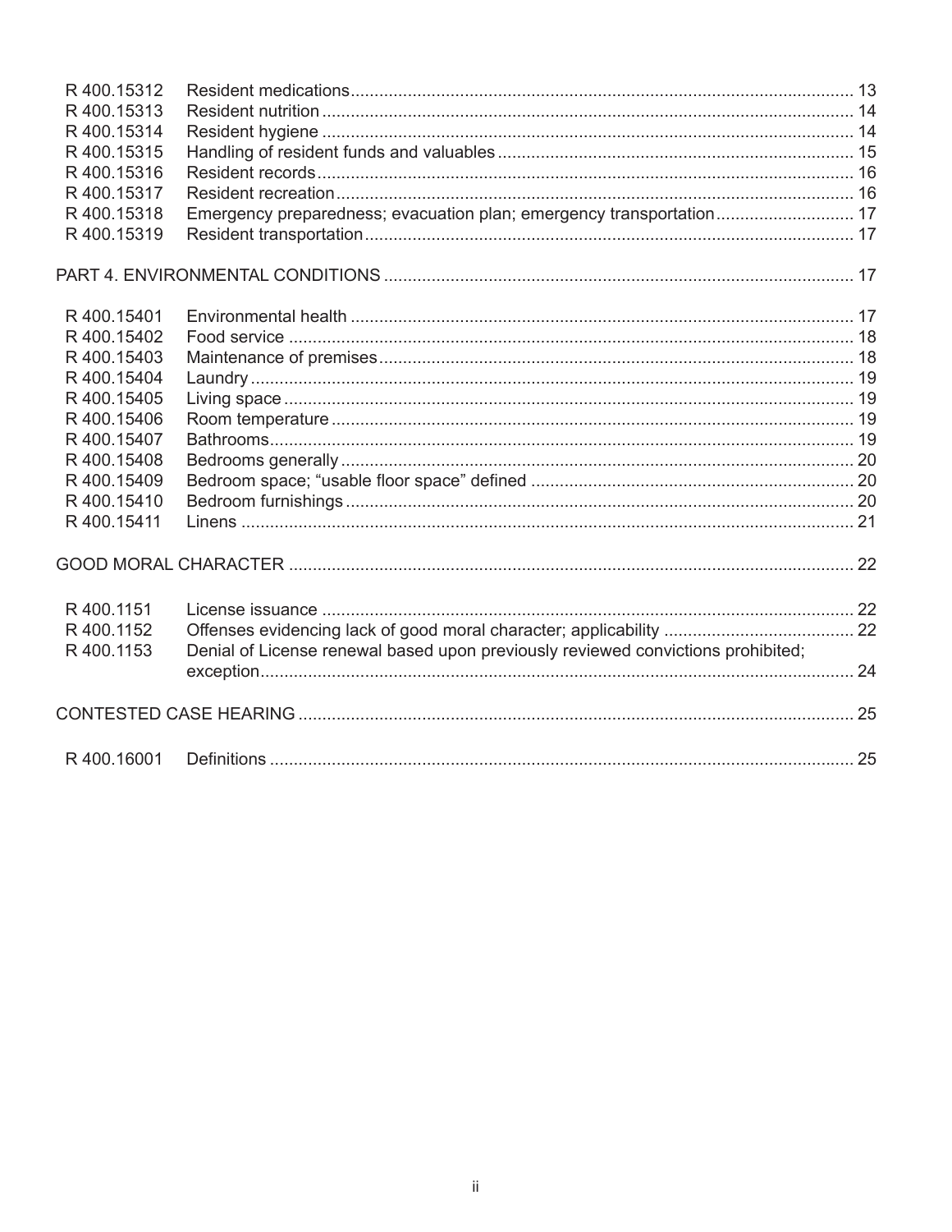| | | |
|---|---|---|
| R 400.15312 | Resident medications | 13 |
| R 400.15313 | Resident nutrition | 14 |
| R 400.15314 | Resident hygiene | 14 |
| R 400.15315 | Handling of resident funds and valuables | 15 |
| R 400.15316 | Resident records | 16 |
| R 400.15317 | Resident recreation | 16 |
| R 400.15318 | Emergency preparedness; evacuation plan; emergency transportation | 17 |
| R 400.15319 | Resident transportation | 17 |

PART 4. ENVIRONMENTAL CONDITIONS .......... 17

| | | |
|---|---|---|
| R 400.15401 | Environmental health | 17 |
| R 400.15402 | Food service | 18 |
| R 400.15403 | Maintenance of premises | 18 |
| R 400.15404 | Laundry | 19 |
| R 400.15405 | Living space | 19 |
| R 400.15406 | Room temperature | 19 |
| R 400.15407 | Bathrooms | 19 |
| R 400.15408 | Bedrooms generally | 20 |
| R 400.15409 | Bedroom space; "usable floor space" defined | 20 |
| R 400.15410 | Bedroom furnishings | 20 |
| R 400.15411 | Linens | 21 |

GOOD MORAL CHARACTER .......... 22

| | | |
|---|---|---|
| R 400.1151 | License issuance | 22 |
| R 400.1152 | Offenses evidencing lack of good moral character; applicability | 22 |
| R 400.1153 | Denial of License renewal based upon previously reviewed convictions prohibited; exception | 24 |

CONTESTED CASE HEARING .......... 25

| | | |
|---|---|---|
| R 400.16001 | Definitions | 25 |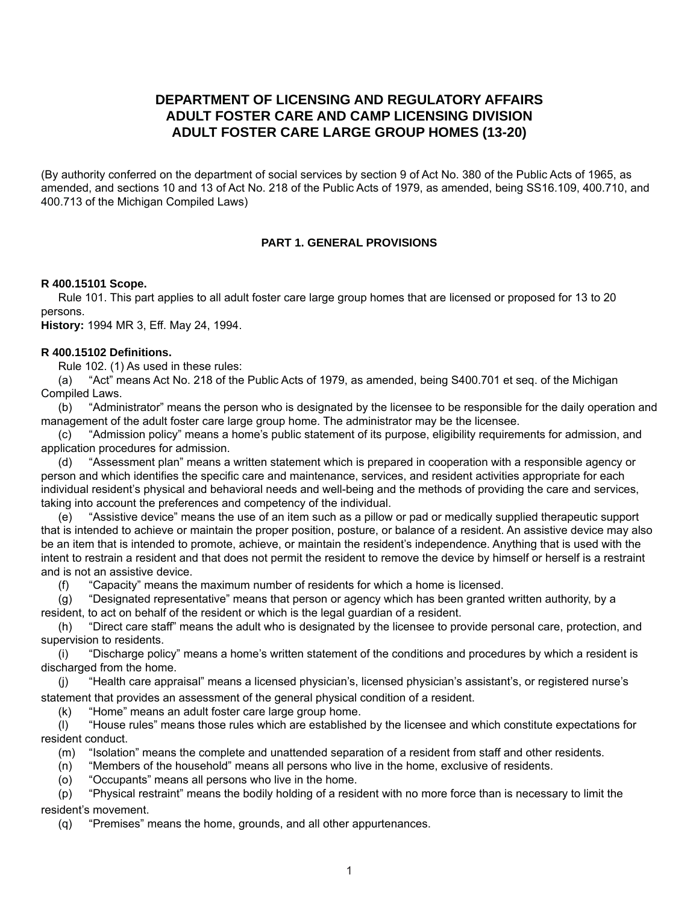# DEPARTMENT OF LICENSING AND REGULATORY AFFAIRS
# ADULT FOSTER CARE AND CAMP LICENSING DIVISION
# ADULT FOSTER CARE LARGE GROUP HOMES (13-20)

(By authority conferred on the department of social services by section 9 of Act No. 380 of the Public Acts of 1965, as amended, and sections 10 and 13 of Act No. 218 of the Public Acts of 1979, as amended, being SS16.109, 400.710, and 400.713 of the Michigan Compiled Laws)

## PART 1. GENERAL PROVISIONS

**R 400.15101 Scope.**

Rule 101. This part applies to all adult foster care large group homes that are licensed or proposed for 13 to 20 persons.

**History:** 1994 MR 3, Eff. May 24, 1994.

**R 400.15102 Definitions.**

Rule 102. (1) As used in these rules:

(a) "Act" means Act No. 218 of the Public Acts of 1979, as amended, being S400.701 et seq. of the Michigan Compiled Laws.

(b) "Administrator" means the person who is designated by the licensee to be responsible for the daily operation and management of the adult foster care large group home. The administrator may be the licensee.

(c) "Admission policy" means a home's public statement of its purpose, eligibility requirements for admission, and application procedures for admission.

(d) "Assessment plan" means a written statement which is prepared in cooperation with a responsible agency or person and which identifies the specific care and maintenance, services, and resident activities appropriate for each individual resident's physical and behavioral needs and well-being and the methods of providing the care and services, taking into account the preferences and competency of the individual.

(e) "Assistive device" means the use of an item such as a pillow or pad or medically supplied therapeutic support that is intended to achieve or maintain the proper position, posture, or balance of a resident. An assistive device may also be an item that is intended to promote, achieve, or maintain the resident's independence. Anything that is used with the intent to restrain a resident and that does not permit the resident to remove the device by himself or herself is a restraint and is not an assistive device.

(f) "Capacity" means the maximum number of residents for which a home is licensed.

(g) "Designated representative" means that person or agency which has been granted written authority, by a resident, to act on behalf of the resident or which is the legal guardian of a resident.

(h) "Direct care staff" means the adult who is designated by the licensee to provide personal care, protection, and supervision to residents.

(i) "Discharge policy" means a home's written statement of the conditions and procedures by which a resident is discharged from the home.

(j) "Health care appraisal" means a licensed physician's, licensed physician's assistant's, or registered nurse's statement that provides an assessment of the general physical condition of a resident.

(k) "Home" means an adult foster care large group home.

(l) "House rules" means those rules which are established by the licensee and which constitute expectations for resident conduct.

(m) "Isolation" means the complete and unattended separation of a resident from staff and other residents.

(n) "Members of the household" means all persons who live in the home, exclusive of residents.

(o) "Occupants" means all persons who live in the home.

(p) "Physical restraint" means the bodily holding of a resident with no more force than is necessary to limit the resident's movement.

(q) "Premises" means the home, grounds, and all other appurtenances.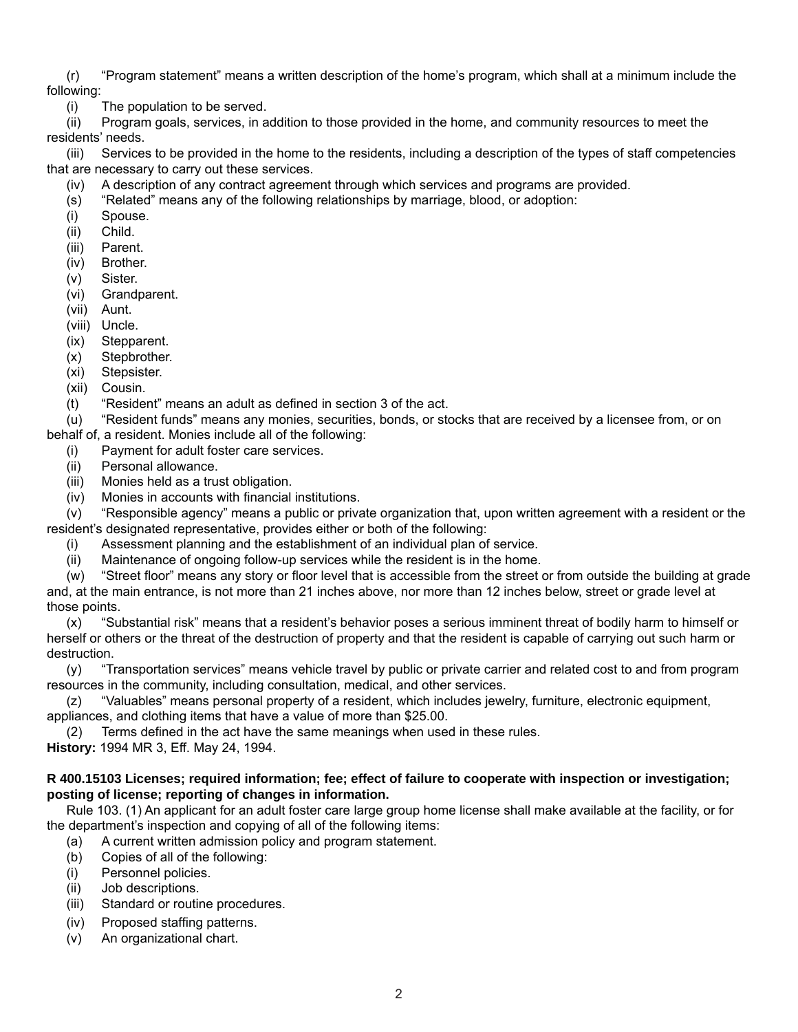(r) "Program statement" means a written description of the home's program, which shall at a minimum include the following:

(i) The population to be served.

(ii) Program goals, services, in addition to those provided in the home, and community resources to meet the residents' needs.

(iii) Services to be provided in the home to the residents, including a description of the types of staff competencies that are necessary to carry out these services.

(iv) A description of any contract agreement through which services and programs are provided.

(s) "Related" means any of the following relationships by marriage, blood, or adoption:

(i) Spouse.

(ii) Child.

(iii) Parent.

(iv) Brother.

(v) Sister.

(vi) Grandparent.

(vii) Aunt.

(viii) Uncle.

(ix) Stepparent.

(x) Stepbrother.

(xi) Stepsister.

(xii) Cousin.

(t) "Resident" means an adult as defined in section 3 of the act.

(u) "Resident funds" means any monies, securities, bonds, or stocks that are received by a licensee from, or on behalf of, a resident. Monies include all of the following:

(i) Payment for adult foster care services.

(ii) Personal allowance.

(iii) Monies held as a trust obligation.

(iv) Monies in accounts with financial institutions.

(v) "Responsible agency" means a public or private organization that, upon written agreement with a resident or the resident's designated representative, provides either or both of the following:

(i) Assessment planning and the establishment of an individual plan of service.

(ii) Maintenance of ongoing follow-up services while the resident is in the home.

(w) "Street floor" means any story or floor level that is accessible from the street or from outside the building at grade and, at the main entrance, is not more than 21 inches above, nor more than 12 inches below, street or grade level at those points.

(x) "Substantial risk" means that a resident's behavior poses a serious imminent threat of bodily harm to himself or herself or others or the threat of the destruction of property and that the resident is capable of carrying out such harm or destruction.

(y) "Transportation services" means vehicle travel by public or private carrier and related cost to and from program resources in the community, including consultation, medical, and other services.

(z) "Valuables" means personal property of a resident, which includes jewelry, furniture, electronic equipment, appliances, and clothing items that have a value of more than $25.00.

(2) Terms defined in the act have the same meanings when used in these rules.

**History:** 1994 MR 3, Eff. May 24, 1994.

**R 400.15103 Licenses; required information; fee; effect of failure to cooperate with inspection or investigation; posting of license; reporting of changes in information.**

Rule 103. (1) An applicant for an adult foster care large group home license shall make available at the facility, or for the department's inspection and copying of all of the following items:

(a) A current written admission policy and program statement.

(b) Copies of all of the following:

(i) Personnel policies.

(ii) Job descriptions.

(iii) Standard or routine procedures.

(iv) Proposed staffing patterns.

(v) An organizational chart.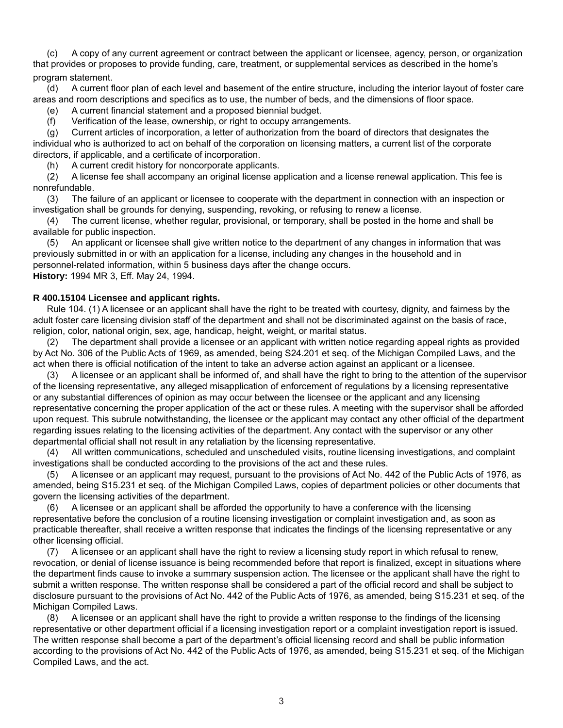(c) A copy of any current agreement or contract between the applicant or licensee, agency, person, or organization that provides or proposes to provide funding, care, treatment, or supplemental services as described in the home's program statement.

(d) A current floor plan of each level and basement of the entire structure, including the interior layout of foster care areas and room descriptions and specifics as to use, the number of beds, and the dimensions of floor space.

(e) A current financial statement and a proposed biennial budget.

(f) Verification of the lease, ownership, or right to occupy arrangements.

(g) Current articles of incorporation, a letter of authorization from the board of directors that designates the individual who is authorized to act on behalf of the corporation on licensing matters, a current list of the corporate directors, if applicable, and a certificate of incorporation.

(h) A current credit history for noncorporate applicants.

(2) A license fee shall accompany an original license application and a license renewal application. This fee is nonrefundable.

(3) The failure of an applicant or licensee to cooperate with the department in connection with an inspection or investigation shall be grounds for denying, suspending, revoking, or refusing to renew a license.

(4) The current license, whether regular, provisional, or temporary, shall be posted in the home and shall be available for public inspection.

(5) An applicant or licensee shall give written notice to the department of any changes in information that was previously submitted in or with an application for a license, including any changes in the household and in personnel-related information, within 5 business days after the change occurs.

**History:** 1994 MR 3, Eff. May 24, 1994.

**R 400.15104 Licensee and applicant rights.**

Rule 104. (1) A licensee or an applicant shall have the right to be treated with courtesy, dignity, and fairness by the adult foster care licensing division staff of the department and shall not be discriminated against on the basis of race, religion, color, national origin, sex, age, handicap, height, weight, or marital status.

(2) The department shall provide a licensee or an applicant with written notice regarding appeal rights as provided by Act No. 306 of the Public Acts of 1969, as amended, being S24.201 et seq. of the Michigan Compiled Laws, and the act when there is official notification of the intent to take an adverse action against an applicant or a licensee.

(3) A licensee or an applicant shall be informed of, and shall have the right to bring to the attention of the supervisor of the licensing representative, any alleged misapplication of enforcement of regulations by a licensing representative or any substantial differences of opinion as may occur between the licensee or the applicant and any licensing representative concerning the proper application of the act or these rules. A meeting with the supervisor shall be afforded upon request. This subrule notwithstanding, the licensee or the applicant may contact any other official of the department regarding issues relating to the licensing activities of the department. Any contact with the supervisor or any other departmental official shall not result in any retaliation by the licensing representative.

(4) All written communications, scheduled and unscheduled visits, routine licensing investigations, and complaint investigations shall be conducted according to the provisions of the act and these rules.

(5) A licensee or an applicant may request, pursuant to the provisions of Act No. 442 of the Public Acts of 1976, as amended, being S15.231 et seq. of the Michigan Compiled Laws, copies of department policies or other documents that govern the licensing activities of the department.

(6) A licensee or an applicant shall be afforded the opportunity to have a conference with the licensing representative before the conclusion of a routine licensing investigation or complaint investigation and, as soon as practicable thereafter, shall receive a written response that indicates the findings of the licensing representative or any other licensing official.

(7) A licensee or an applicant shall have the right to review a licensing study report in which refusal to renew, revocation, or denial of license issuance is being recommended before that report is finalized, except in situations where the department finds cause to invoke a summary suspension action. The licensee or the applicant shall have the right to submit a written response. The written response shall be considered a part of the official record and shall be subject to disclosure pursuant to the provisions of Act No. 442 of the Public Acts of 1976, as amended, being S15.231 et seq. of the Michigan Compiled Laws.

(8) A licensee or an applicant shall have the right to provide a written response to the findings of the licensing representative or other department official if a licensing investigation report or a complaint investigation report is issued. The written response shall become a part of the department's official licensing record and shall be public information according to the provisions of Act No. 442 of the Public Acts of 1976, as amended, being S15.231 et seq. of the Michigan Compiled Laws, and the act.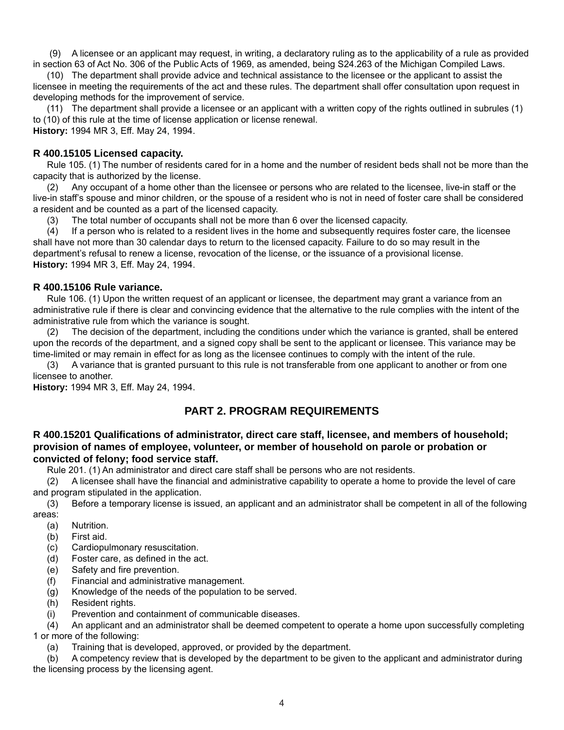(9) A licensee or an applicant may request, in writing, a declaratory ruling as to the applicability of a rule as provided in section 63 of Act No. 306 of the Public Acts of 1969, as amended, being S24.263 of the Michigan Compiled Laws.

(10) The department shall provide advice and technical assistance to the licensee or the applicant to assist the licensee in meeting the requirements of the act and these rules. The department shall offer consultation upon request in developing methods for the improvement of service.

(11) The department shall provide a licensee or an applicant with a written copy of the rights outlined in subrules (1) to (10) of this rule at the time of license application or license renewal.

**History:** 1994 MR 3, Eff. May 24, 1994.

### R 400.15105 Licensed capacity.

Rule 105. (1) The number of residents cared for in a home and the number of resident beds shall not be more than the capacity that is authorized by the license.

(2) Any occupant of a home other than the licensee or persons who are related to the licensee, live-in staff or the live-in staff's spouse and minor children, or the spouse of a resident who is not in need of foster care shall be considered a resident and be counted as a part of the licensed capacity.

(3) The total number of occupants shall not be more than 6 over the licensed capacity.

(4) If a person who is related to a resident lives in the home and subsequently requires foster care, the licensee shall have not more than 30 calendar days to return to the licensed capacity. Failure to do so may result in the department's refusal to renew a license, revocation of the license, or the issuance of a provisional license.

**History:** 1994 MR 3, Eff. May 24, 1994.

### R 400.15106 Rule variance.

Rule 106. (1) Upon the written request of an applicant or licensee, the department may grant a variance from an administrative rule if there is clear and convincing evidence that the alternative to the rule complies with the intent of the administrative rule from which the variance is sought.

(2) The decision of the department, including the conditions under which the variance is granted, shall be entered upon the records of the department, and a signed copy shall be sent to the applicant or licensee. This variance may be time-limited or may remain in effect for as long as the licensee continues to comply with the intent of the rule.

(3) A variance that is granted pursuant to this rule is not transferable from one applicant to another or from one licensee to another.

**History:** 1994 MR 3, Eff. May 24, 1994.

## PART 2. PROGRAM REQUIREMENTS

### R 400.15201 Qualifications of administrator, direct care staff, licensee, and members of household; provision of names of employee, volunteer, or member of household on parole or probation or convicted of felony; food service staff.

Rule 201. (1) An administrator and direct care staff shall be persons who are not residents.

(2) A licensee shall have the financial and administrative capability to operate a home to provide the level of care and program stipulated in the application.

(3) Before a temporary license is issued, an applicant and an administrator shall be competent in all of the following areas:

(a) Nutrition.

(b) First aid.

(c) Cardiopulmonary resuscitation.

(d) Foster care, as defined in the act.

(e) Safety and fire prevention.

(f) Financial and administrative management.

(g) Knowledge of the needs of the population to be served.

(h) Resident rights.

(i) Prevention and containment of communicable diseases.

(4) An applicant and an administrator shall be deemed competent to operate a home upon successfully completing 1 or more of the following:

(a) Training that is developed, approved, or provided by the department.

(b) A competency review that is developed by the department to be given to the applicant and administrator during the licensing process by the licensing agent.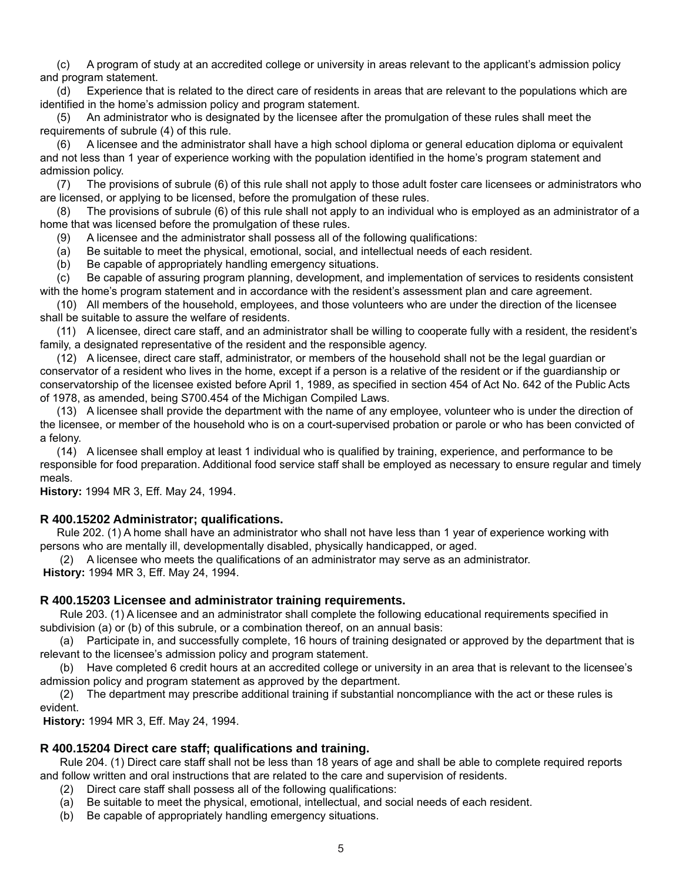(c) A program of study at an accredited college or university in areas relevant to the applicant's admission policy and program statement.

(d) Experience that is related to the direct care of residents in areas that are relevant to the populations which are identified in the home's admission policy and program statement.

(5) An administrator who is designated by the licensee after the promulgation of these rules shall meet the requirements of subrule (4) of this rule.

(6) A licensee and the administrator shall have a high school diploma or general education diploma or equivalent and not less than 1 year of experience working with the population identified in the home's program statement and admission policy.

(7) The provisions of subrule (6) of this rule shall not apply to those adult foster care licensees or administrators who are licensed, or applying to be licensed, before the promulgation of these rules.

(8) The provisions of subrule (6) of this rule shall not apply to an individual who is employed as an administrator of a home that was licensed before the promulgation of these rules.

(9) A licensee and the administrator shall possess all of the following qualifications:

(a) Be suitable to meet the physical, emotional, social, and intellectual needs of each resident.

(b) Be capable of appropriately handling emergency situations.

(c) Be capable of assuring program planning, development, and implementation of services to residents consistent with the home's program statement and in accordance with the resident's assessment plan and care agreement.

(10) All members of the household, employees, and those volunteers who are under the direction of the licensee shall be suitable to assure the welfare of residents.

(11) A licensee, direct care staff, and an administrator shall be willing to cooperate fully with a resident, the resident's family, a designated representative of the resident and the responsible agency.

(12) A licensee, direct care staff, administrator, or members of the household shall not be the legal guardian or conservator of a resident who lives in the home, except if a person is a relative of the resident or if the guardianship or conservatorship of the licensee existed before April 1, 1989, as specified in section 454 of Act No. 642 of the Public Acts of 1978, as amended, being S700.454 of the Michigan Compiled Laws.

(13) A licensee shall provide the department with the name of any employee, volunteer who is under the direction of the licensee, or member of the household who is on a court-supervised probation or parole or who has been convicted of a felony.

(14) A licensee shall employ at least 1 individual who is qualified by training, experience, and performance to be responsible for food preparation. Additional food service staff shall be employed as necessary to ensure regular and timely meals.

**History:** 1994 MR 3, Eff. May 24, 1994.

### R 400.15202 Administrator; qualifications.

Rule 202. (1) A home shall have an administrator who shall not have less than 1 year of experience working with persons who are mentally ill, developmentally disabled, physically handicapped, or aged.

(2) A licensee who meets the qualifications of an administrator may serve as an administrator.

**History:** 1994 MR 3, Eff. May 24, 1994.

### R 400.15203 Licensee and administrator training requirements.

Rule 203. (1) A licensee and an administrator shall complete the following educational requirements specified in subdivision (a) or (b) of this subrule, or a combination thereof, on an annual basis:

(a) Participate in, and successfully complete, 16 hours of training designated or approved by the department that is relevant to the licensee's admission policy and program statement.

(b) Have completed 6 credit hours at an accredited college or university in an area that is relevant to the licensee's admission policy and program statement as approved by the department.

(2) The department may prescribe additional training if substantial noncompliance with the act or these rules is evident.

**History:** 1994 MR 3, Eff. May 24, 1994.

### R 400.15204 Direct care staff; qualifications and training.

Rule 204. (1) Direct care staff shall not be less than 18 years of age and shall be able to complete required reports and follow written and oral instructions that are related to the care and supervision of residents.

(2) Direct care staff shall possess all of the following qualifications:

(a) Be suitable to meet the physical, emotional, intellectual, and social needs of each resident.

(b) Be capable of appropriately handling emergency situations.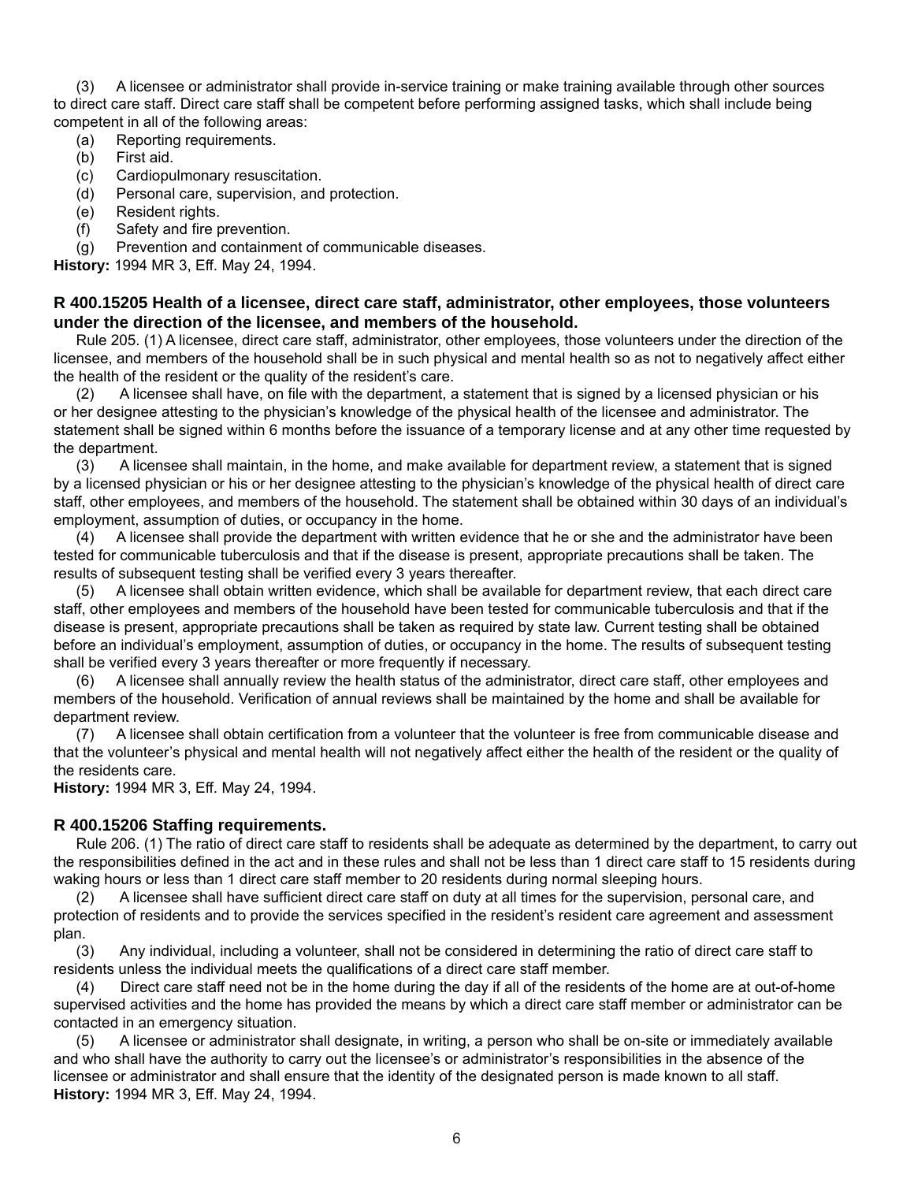(3) A licensee or administrator shall provide in-service training or make training available through other sources to direct care staff. Direct care staff shall be competent before performing assigned tasks, which shall include being competent in all of the following areas:

(a) Reporting requirements.

(b) First aid.

(c) Cardiopulmonary resuscitation.

(d) Personal care, supervision, and protection.

(e) Resident rights.

(f) Safety and fire prevention.

(g) Prevention and containment of communicable diseases.

**History:** 1994 MR 3, Eff. May 24, 1994.

### R 400.15205 Health of a licensee, direct care staff, administrator, other employees, those volunteers under the direction of the licensee, and members of the household.

Rule 205. (1) A licensee, direct care staff, administrator, other employees, those volunteers under the direction of the licensee, and members of the household shall be in such physical and mental health so as not to negatively affect either the health of the resident or the quality of the resident's care.

(2) A licensee shall have, on file with the department, a statement that is signed by a licensed physician or his or her designee attesting to the physician's knowledge of the physical health of the licensee and administrator. The statement shall be signed within 6 months before the issuance of a temporary license and at any other time requested by the department.

(3) A licensee shall maintain, in the home, and make available for department review, a statement that is signed by a licensed physician or his or her designee attesting to the physician's knowledge of the physical health of direct care staff, other employees, and members of the household. The statement shall be obtained within 30 days of an individual's employment, assumption of duties, or occupancy in the home.

(4) A licensee shall provide the department with written evidence that he or she and the administrator have been tested for communicable tuberculosis and that if the disease is present, appropriate precautions shall be taken. The results of subsequent testing shall be verified every 3 years thereafter.

(5) A licensee shall obtain written evidence, which shall be available for department review, that each direct care staff, other employees and members of the household have been tested for communicable tuberculosis and that if the disease is present, appropriate precautions shall be taken as required by state law. Current testing shall be obtained before an individual's employment, assumption of duties, or occupancy in the home. The results of subsequent testing shall be verified every 3 years thereafter or more frequently if necessary.

(6) A licensee shall annually review the health status of the administrator, direct care staff, other employees and members of the household. Verification of annual reviews shall be maintained by the home and shall be available for department review.

(7) A licensee shall obtain certification from a volunteer that the volunteer is free from communicable disease and that the volunteer's physical and mental health will not negatively affect either the health of the resident or the quality of the residents care.

**History:** 1994 MR 3, Eff. May 24, 1994.

### R 400.15206 Staffing requirements.

Rule 206. (1) The ratio of direct care staff to residents shall be adequate as determined by the department, to carry out the responsibilities defined in the act and in these rules and shall not be less than 1 direct care staff to 15 residents during waking hours or less than 1 direct care staff member to 20 residents during normal sleeping hours.

(2) A licensee shall have sufficient direct care staff on duty at all times for the supervision, personal care, and protection of residents and to provide the services specified in the resident's resident care agreement and assessment plan.

(3) Any individual, including a volunteer, shall not be considered in determining the ratio of direct care staff to residents unless the individual meets the qualifications of a direct care staff member.

(4) Direct care staff need not be in the home during the day if all of the residents of the home are at out-of-home supervised activities and the home has provided the means by which a direct care staff member or administrator can be contacted in an emergency situation.

(5) A licensee or administrator shall designate, in writing, a person who shall be on-site or immediately available and who shall have the authority to carry out the licensee's or administrator's responsibilities in the absence of the licensee or administrator and shall ensure that the identity of the designated person is made known to all staff.

**History:** 1994 MR 3, Eff. May 24, 1994.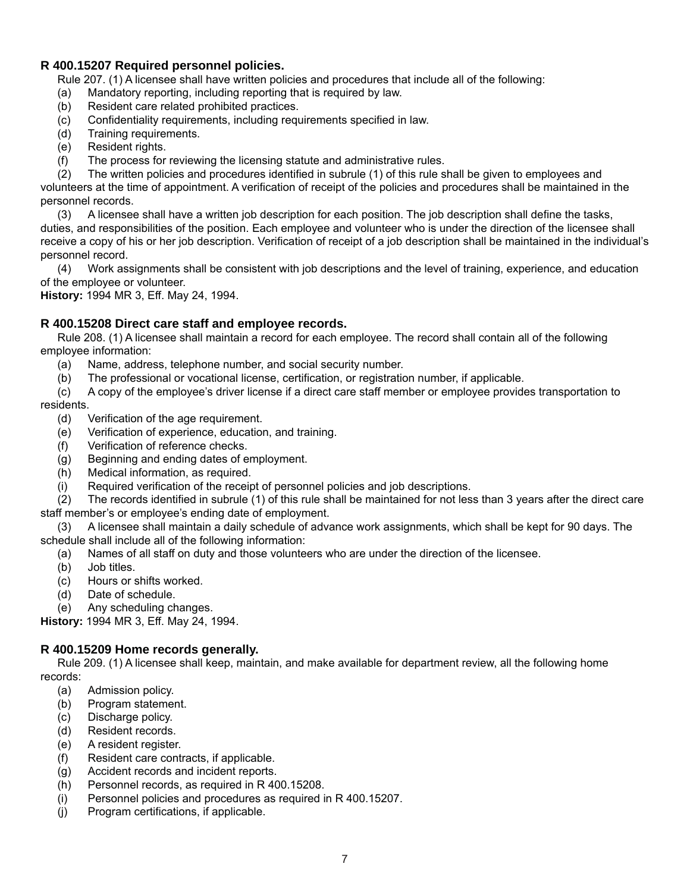### R 400.15207 Required personnel policies.

Rule 207. (1) A licensee shall have written policies and procedures that include all of the following:

(a) Mandatory reporting, including reporting that is required by law.

(b) Resident care related prohibited practices.

(c) Confidentiality requirements, including requirements specified in law.

(d) Training requirements.

(e) Resident rights.

(f) The process for reviewing the licensing statute and administrative rules.

(2) The written policies and procedures identified in subrule (1) of this rule shall be given to employees and volunteers at the time of appointment. A verification of receipt of the policies and procedures shall be maintained in the personnel records.

(3) A licensee shall have a written job description for each position. The job description shall define the tasks, duties, and responsibilities of the position. Each employee and volunteer who is under the direction of the licensee shall receive a copy of his or her job description. Verification of receipt of a job description shall be maintained in the individual's personnel record.

(4) Work assignments shall be consistent with job descriptions and the level of training, experience, and education of the employee or volunteer.

**History:** 1994 MR 3, Eff. May 24, 1994.

### R 400.15208 Direct care staff and employee records.

Rule 208. (1) A licensee shall maintain a record for each employee. The record shall contain all of the following employee information:

(a) Name, address, telephone number, and social security number.

(b) The professional or vocational license, certification, or registration number, if applicable.

(c) A copy of the employee's driver license if a direct care staff member or employee provides transportation to residents.

(d) Verification of the age requirement.

(e) Verification of experience, education, and training.

(f) Verification of reference checks.

(g) Beginning and ending dates of employment.

(h) Medical information, as required.

(i) Required verification of the receipt of personnel policies and job descriptions.

(2) The records identified in subrule (1) of this rule shall be maintained for not less than 3 years after the direct care staff member's or employee's ending date of employment.

(3) A licensee shall maintain a daily schedule of advance work assignments, which shall be kept for 90 days. The schedule shall include all of the following information:

(a) Names of all staff on duty and those volunteers who are under the direction of the licensee.

(b) Job titles.

(c) Hours or shifts worked.

(d) Date of schedule.

(e) Any scheduling changes.

**History:** 1994 MR 3, Eff. May 24, 1994.

### R 400.15209 Home records generally.

Rule 209. (1) A licensee shall keep, maintain, and make available for department review, all the following home records:

(a) Admission policy.

(b) Program statement.

(c) Discharge policy.

(d) Resident records.

(e) A resident register.

(f) Resident care contracts, if applicable.

(g) Accident records and incident reports.

(h) Personnel records, as required in R 400.15208.

(i) Personnel policies and procedures as required in R 400.15207.

(j) Program certifications, if applicable.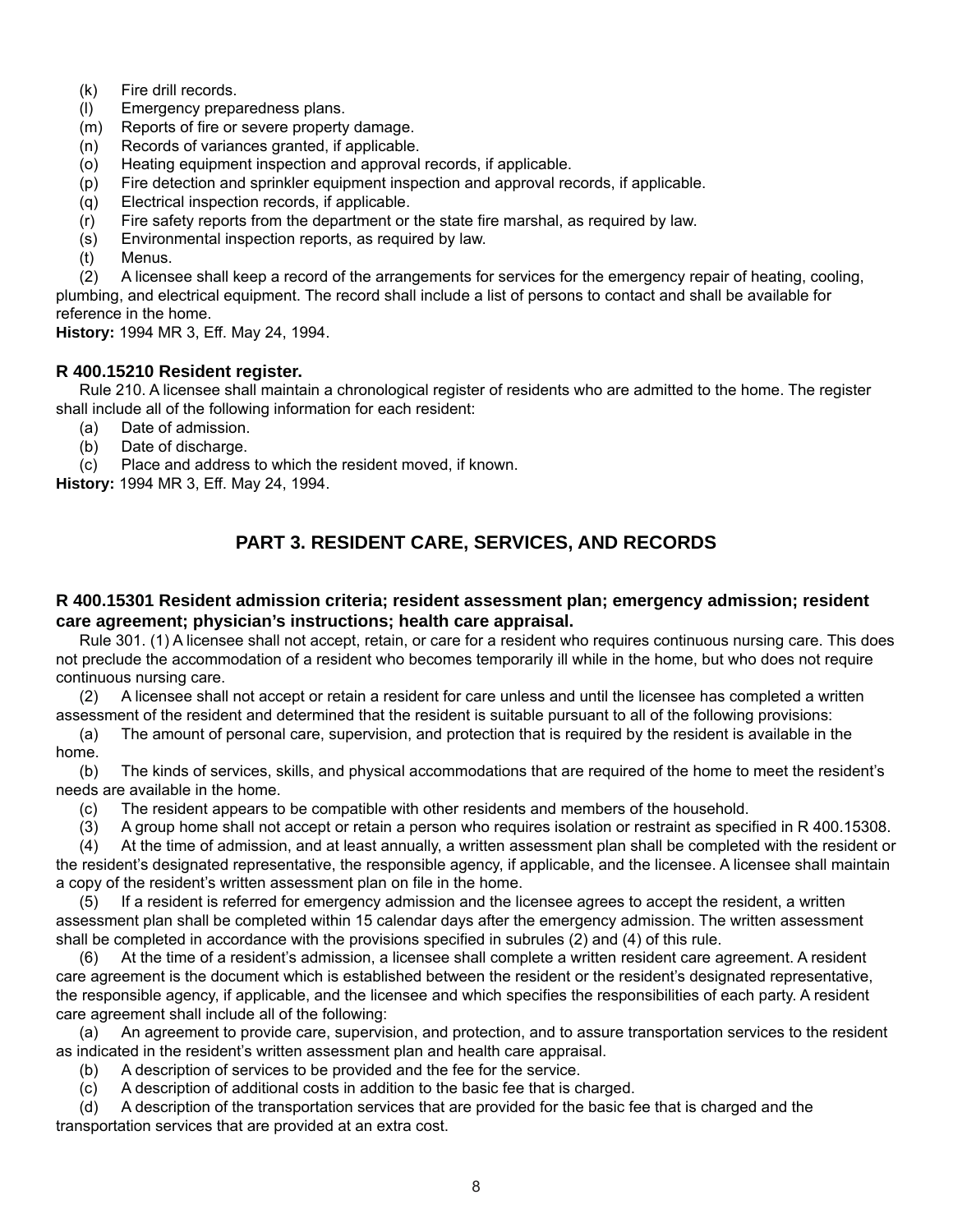(k) Fire drill records.
(l) Emergency preparedness plans.
(m) Reports of fire or severe property damage.
(n) Records of variances granted, if applicable.
(o) Heating equipment inspection and approval records, if applicable.
(p) Fire detection and sprinkler equipment inspection and approval records, if applicable.
(q) Electrical inspection records, if applicable.
(r) Fire safety reports from the department or the state fire marshal, as required by law.
(s) Environmental inspection reports, as required by law.
(t) Menus.

(2) A licensee shall keep a record of the arrangements for services for the emergency repair of heating, cooling, plumbing, and electrical equipment. The record shall include a list of persons to contact and shall be available for reference in the home.

**History:** 1994 MR 3, Eff. May 24, 1994.

### R 400.15210 Resident register.

Rule 210. A licensee shall maintain a chronological register of residents who are admitted to the home. The register shall include all of the following information for each resident:

(a) Date of admission.
(b) Date of discharge.
(c) Place and address to which the resident moved, if known.

**History:** 1994 MR 3, Eff. May 24, 1994.

## PART 3. RESIDENT CARE, SERVICES, AND RECORDS

### R 400.15301 Resident admission criteria; resident assessment plan; emergency admission; resident care agreement; physician's instructions; health care appraisal.

Rule 301. (1) A licensee shall not accept, retain, or care for a resident who requires continuous nursing care. This does not preclude the accommodation of a resident who becomes temporarily ill while in the home, but who does not require continuous nursing care.

(2) A licensee shall not accept or retain a resident for care unless and until the licensee has completed a written assessment of the resident and determined that the resident is suitable pursuant to all of the following provisions:

(a) The amount of personal care, supervision, and protection that is required by the resident is available in the home.

(b) The kinds of services, skills, and physical accommodations that are required of the home to meet the resident's needs are available in the home.

(c) The resident appears to be compatible with other residents and members of the household.

(3) A group home shall not accept or retain a person who requires isolation or restraint as specified in R 400.15308.

(4) At the time of admission, and at least annually, a written assessment plan shall be completed with the resident or the resident's designated representative, the responsible agency, if applicable, and the licensee. A licensee shall maintain a copy of the resident's written assessment plan on file in the home.

(5) If a resident is referred for emergency admission and the licensee agrees to accept the resident, a written assessment plan shall be completed within 15 calendar days after the emergency admission. The written assessment shall be completed in accordance with the provisions specified in subrules (2) and (4) of this rule.

(6) At the time of a resident's admission, a licensee shall complete a written resident care agreement. A resident care agreement is the document which is established between the resident or the resident's designated representative, the responsible agency, if applicable, and the licensee and which specifies the responsibilities of each party. A resident care agreement shall include all of the following:

(a) An agreement to provide care, supervision, and protection, and to assure transportation services to the resident as indicated in the resident's written assessment plan and health care appraisal.

(b) A description of services to be provided and the fee for the service.

(c) A description of additional costs in addition to the basic fee that is charged.

(d) A description of the transportation services that are provided for the basic fee that is charged and the transportation services that are provided at an extra cost.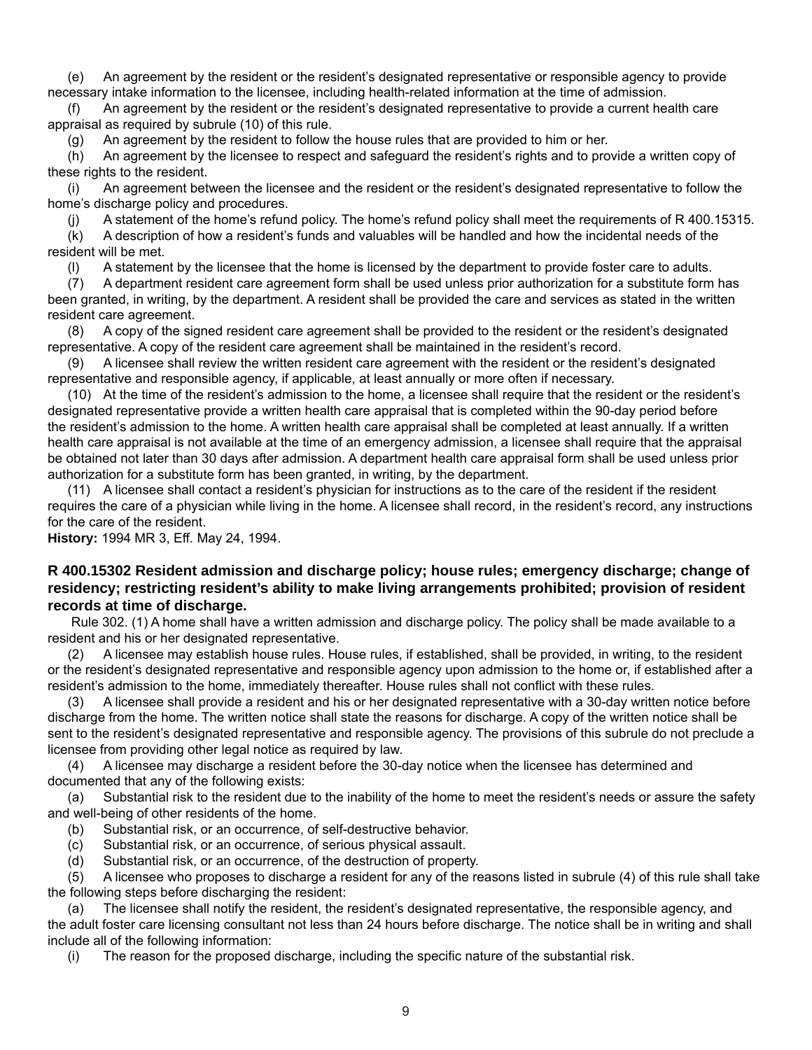(e) An agreement by the resident or the resident's designated representative or responsible agency to provide necessary intake information to the licensee, including health-related information at the time of admission.

(f) An agreement by the resident or the resident's designated representative to provide a current health care appraisal as required by subrule (10) of this rule.

(g) An agreement by the resident to follow the house rules that are provided to him or her.

(h) An agreement by the licensee to respect and safeguard the resident's rights and to provide a written copy of these rights to the resident.

(i) An agreement between the licensee and the resident or the resident's designated representative to follow the home's discharge policy and procedures.

(j) A statement of the home's refund policy. The home's refund policy shall meet the requirements of R 400.15315.

(k) A description of how a resident's funds and valuables will be handled and how the incidental needs of the resident will be met.

(l) A statement by the licensee that the home is licensed by the department to provide foster care to adults.

(7) A department resident care agreement form shall be used unless prior authorization for a substitute form has been granted, in writing, by the department. A resident shall be provided the care and services as stated in the written resident care agreement.

(8) A copy of the signed resident care agreement shall be provided to the resident or the resident's designated representative. A copy of the resident care agreement shall be maintained in the resident's record.

(9) A licensee shall review the written resident care agreement with the resident or the resident's designated representative and responsible agency, if applicable, at least annually or more often if necessary.

(10) At the time of the resident's admission to the home, a licensee shall require that the resident or the resident's designated representative provide a written health care appraisal that is completed within the 90-day period before the resident's admission to the home. A written health care appraisal shall be completed at least annually. If a written health care appraisal is not available at the time of an emergency admission, a licensee shall require that the appraisal be obtained not later than 30 days after admission. A department health care appraisal form shall be used unless prior authorization for a substitute form has been granted, in writing, by the department.

(11) A licensee shall contact a resident's physician for instructions as to the care of the resident if the resident requires the care of a physician while living in the home. A licensee shall record, in the resident's record, any instructions for the care of the resident.

**History:** 1994 MR 3, Eff. May 24, 1994.

### R 400.15302 Resident admission and discharge policy; house rules; emergency discharge; change of residency; restricting resident's ability to make living arrangements prohibited; provision of resident records at time of discharge.

Rule 302. (1) A home shall have a written admission and discharge policy. The policy shall be made available to a resident and his or her designated representative.

(2) A licensee may establish house rules. House rules, if established, shall be provided, in writing, to the resident or the resident's designated representative and responsible agency upon admission to the home or, if established after a resident's admission to the home, immediately thereafter. House rules shall not conflict with these rules.

(3) A licensee shall provide a resident and his or her designated representative with a 30-day written notice before discharge from the home. The written notice shall state the reasons for discharge. A copy of the written notice shall be sent to the resident's designated representative and responsible agency. The provisions of this subrule do not preclude a licensee from providing other legal notice as required by law.

(4) A licensee may discharge a resident before the 30-day notice when the licensee has determined and documented that any of the following exists:

(a) Substantial risk to the resident due to the inability of the home to meet the resident's needs or assure the safety and well-being of other residents of the home.

(b) Substantial risk, or an occurrence, of self-destructive behavior.

(c) Substantial risk, or an occurrence, of serious physical assault.

(d) Substantial risk, or an occurrence, of the destruction of property.

(5) A licensee who proposes to discharge a resident for any of the reasons listed in subrule (4) of this rule shall take the following steps before discharging the resident:

(a) The licensee shall notify the resident, the resident's designated representative, the responsible agency, and the adult foster care licensing consultant not less than 24 hours before discharge. The notice shall be in writing and shall include all of the following information:

(i) The reason for the proposed discharge, including the specific nature of the substantial risk.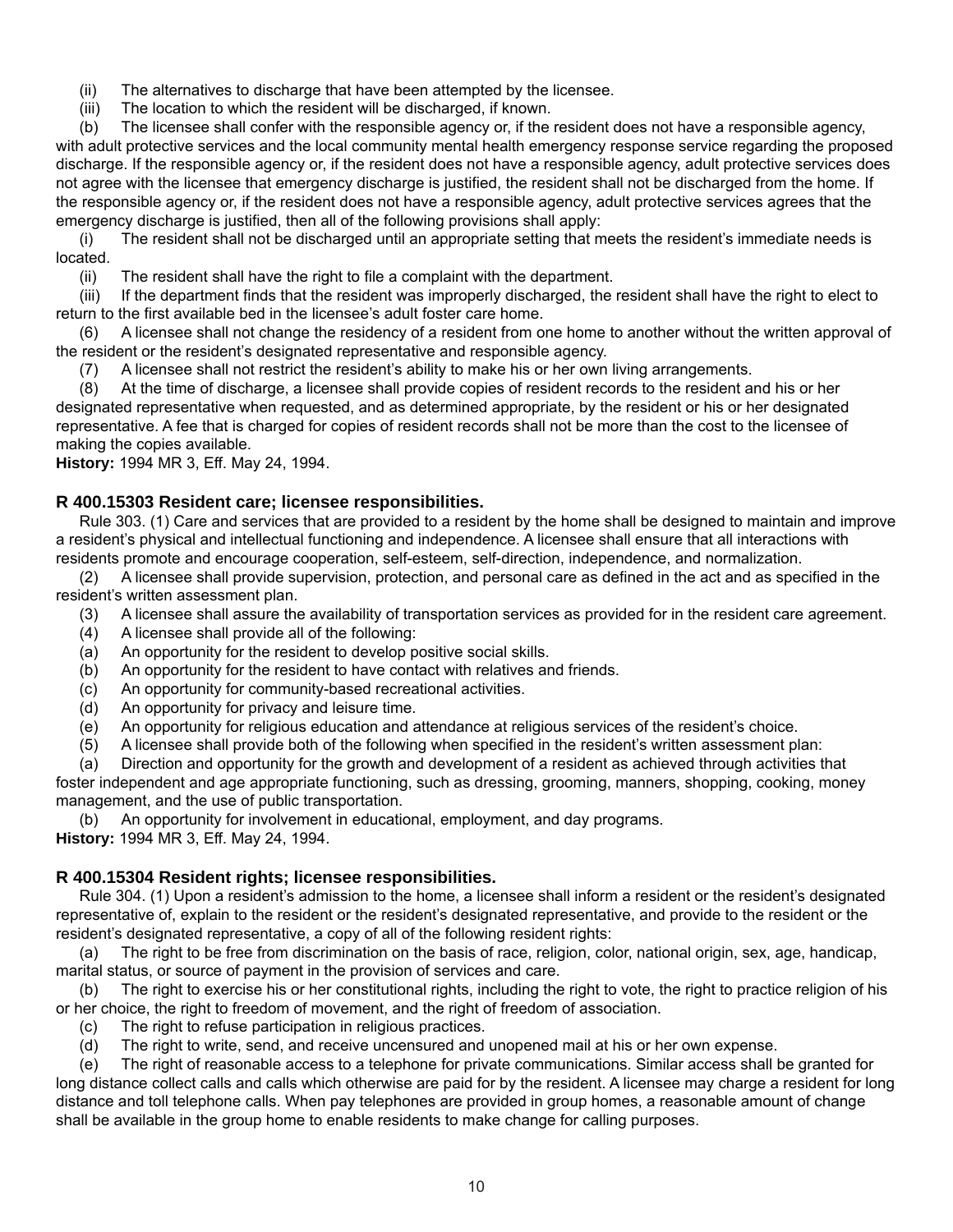(ii) The alternatives to discharge that have been attempted by the licensee.

(iii) The location to which the resident will be discharged, if known.

(b) The licensee shall confer with the responsible agency or, if the resident does not have a responsible agency, with adult protective services and the local community mental health emergency response service regarding the proposed discharge. If the responsible agency or, if the resident does not have a responsible agency, adult protective services does not agree with the licensee that emergency discharge is justified, the resident shall not be discharged from the home. If the responsible agency or, if the resident does not have a responsible agency, adult protective services agrees that the emergency discharge is justified, then all of the following provisions shall apply:

(i) The resident shall not be discharged until an appropriate setting that meets the resident's immediate needs is located.

(ii) The resident shall have the right to file a complaint with the department.

(iii) If the department finds that the resident was improperly discharged, the resident shall have the right to elect to return to the first available bed in the licensee's adult foster care home.

(6) A licensee shall not change the residency of a resident from one home to another without the written approval of the resident or the resident's designated representative and responsible agency.

(7) A licensee shall not restrict the resident's ability to make his or her own living arrangements.

(8) At the time of discharge, a licensee shall provide copies of resident records to the resident and his or her designated representative when requested, and as determined appropriate, by the resident or his or her designated representative. A fee that is charged for copies of resident records shall not be more than the cost to the licensee of making the copies available.

**History:** 1994 MR 3, Eff. May 24, 1994.

### R 400.15303 Resident care; licensee responsibilities.

Rule 303. (1) Care and services that are provided to a resident by the home shall be designed to maintain and improve a resident's physical and intellectual functioning and independence. A licensee shall ensure that all interactions with residents promote and encourage cooperation, self-esteem, self-direction, independence, and normalization.

(2) A licensee shall provide supervision, protection, and personal care as defined in the act and as specified in the resident's written assessment plan.

(3) A licensee shall assure the availability of transportation services as provided for in the resident care agreement.

(4) A licensee shall provide all of the following:

(a) An opportunity for the resident to develop positive social skills.

(b) An opportunity for the resident to have contact with relatives and friends.

(c) An opportunity for community-based recreational activities.

(d) An opportunity for privacy and leisure time.

(e) An opportunity for religious education and attendance at religious services of the resident's choice.

(5) A licensee shall provide both of the following when specified in the resident's written assessment plan:

(a) Direction and opportunity for the growth and development of a resident as achieved through activities that foster independent and age appropriate functioning, such as dressing, grooming, manners, shopping, cooking, money management, and the use of public transportation.

(b) An opportunity for involvement in educational, employment, and day programs.

**History:** 1994 MR 3, Eff. May 24, 1994.

### R 400.15304 Resident rights; licensee responsibilities.

Rule 304. (1) Upon a resident's admission to the home, a licensee shall inform a resident or the resident's designated representative of, explain to the resident or the resident's designated representative, and provide to the resident or the resident's designated representative, a copy of all of the following resident rights:

(a) The right to be free from discrimination on the basis of race, religion, color, national origin, sex, age, handicap, marital status, or source of payment in the provision of services and care.

(b) The right to exercise his or her constitutional rights, including the right to vote, the right to practice religion of his or her choice, the right to freedom of movement, and the right of freedom of association.

(c) The right to refuse participation in religious practices.

(d) The right to write, send, and receive uncensured and unopened mail at his or her own expense.

(e) The right of reasonable access to a telephone for private communications. Similar access shall be granted for long distance collect calls and calls which otherwise are paid for by the resident. A licensee may charge a resident for long distance and toll telephone calls. When pay telephones are provided in group homes, a reasonable amount of change shall be available in the group home to enable residents to make change for calling purposes.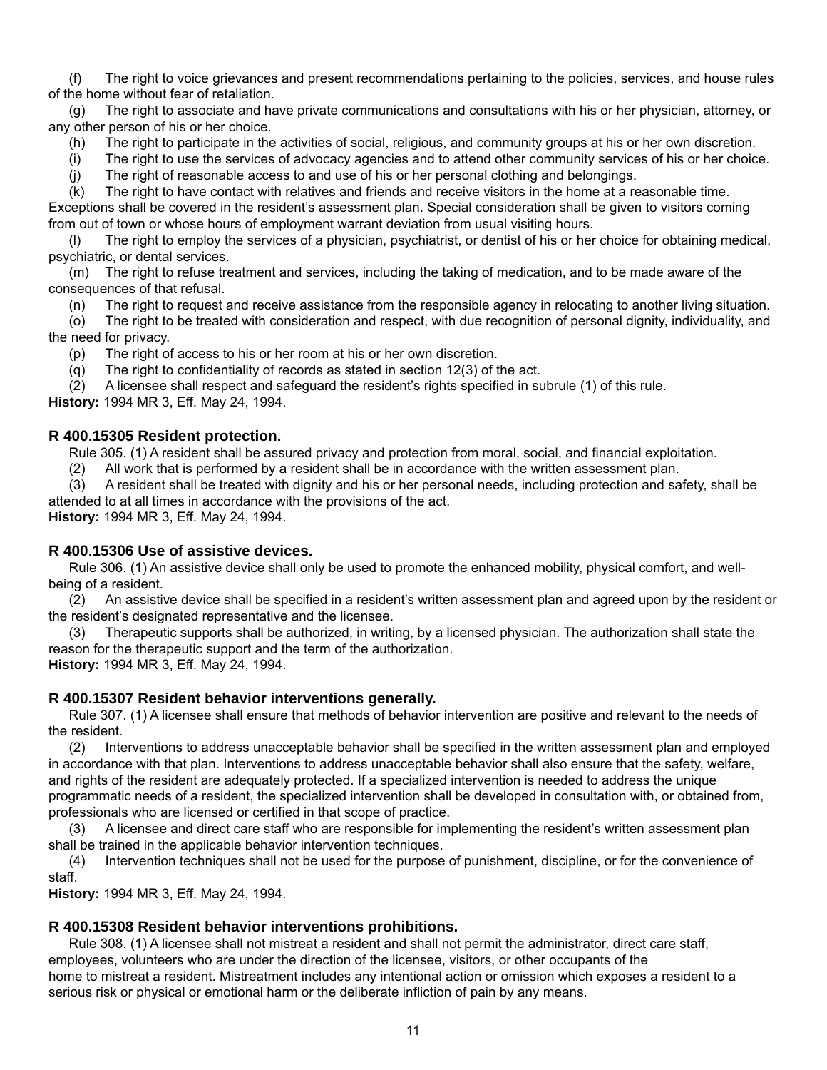(f) The right to voice grievances and present recommendations pertaining to the policies, services, and house rules of the home without fear of retaliation.

(g) The right to associate and have private communications and consultations with his or her physician, attorney, or any other person of his or her choice.

(h) The right to participate in the activities of social, religious, and community groups at his or her own discretion.

(i) The right to use the services of advocacy agencies and to attend other community services of his or her choice.

(j) The right of reasonable access to and use of his or her personal clothing and belongings.

(k) The right to have contact with relatives and friends and receive visitors in the home at a reasonable time. Exceptions shall be covered in the resident's assessment plan. Special consideration shall be given to visitors coming from out of town or whose hours of employment warrant deviation from usual visiting hours.

(l) The right to employ the services of a physician, psychiatrist, or dentist of his or her choice for obtaining medical, psychiatric, or dental services.

(m) The right to refuse treatment and services, including the taking of medication, and to be made aware of the consequences of that refusal.

(n) The right to request and receive assistance from the responsible agency in relocating to another living situation.

(o) The right to be treated with consideration and respect, with due recognition of personal dignity, individuality, and the need for privacy.

(p) The right of access to his or her room at his or her own discretion.

(q) The right to confidentiality of records as stated in section 12(3) of the act.

(2) A licensee shall respect and safeguard the resident's rights specified in subrule (1) of this rule.

**History:** 1994 MR 3, Eff. May 24, 1994.

### R 400.15305 Resident protection.

Rule 305. (1) A resident shall be assured privacy and protection from moral, social, and financial exploitation.

(2) All work that is performed by a resident shall be in accordance with the written assessment plan.

(3) A resident shall be treated with dignity and his or her personal needs, including protection and safety, shall be attended to at all times in accordance with the provisions of the act.

**History:** 1994 MR 3, Eff. May 24, 1994.

### R 400.15306 Use of assistive devices.

Rule 306. (1) An assistive device shall only be used to promote the enhanced mobility, physical comfort, and well-being of a resident.

(2) An assistive device shall be specified in a resident's written assessment plan and agreed upon by the resident or the resident's designated representative and the licensee.

(3) Therapeutic supports shall be authorized, in writing, by a licensed physician. The authorization shall state the reason for the therapeutic support and the term of the authorization.

**History:** 1994 MR 3, Eff. May 24, 1994.

### R 400.15307 Resident behavior interventions generally.

Rule 307. (1) A licensee shall ensure that methods of behavior intervention are positive and relevant to the needs of the resident.

(2) Interventions to address unacceptable behavior shall be specified in the written assessment plan and employed in accordance with that plan. Interventions to address unacceptable behavior shall also ensure that the safety, welfare, and rights of the resident are adequately protected. If a specialized intervention is needed to address the unique programmatic needs of a resident, the specialized intervention shall be developed in consultation with, or obtained from, professionals who are licensed or certified in that scope of practice.

(3) A licensee and direct care staff who are responsible for implementing the resident's written assessment plan shall be trained in the applicable behavior intervention techniques.

(4) Intervention techniques shall not be used for the purpose of punishment, discipline, or for the convenience of staff.

**History:** 1994 MR 3, Eff. May 24, 1994.

### R 400.15308 Resident behavior interventions prohibitions.

Rule 308. (1) A licensee shall not mistreat a resident and shall not permit the administrator, direct care staff, employees, volunteers who are under the direction of the licensee, visitors, or other occupants of the home to mistreat a resident. Mistreatment includes any intentional action or omission which exposes a resident to a serious risk or physical or emotional harm or the deliberate infliction of pain by any means.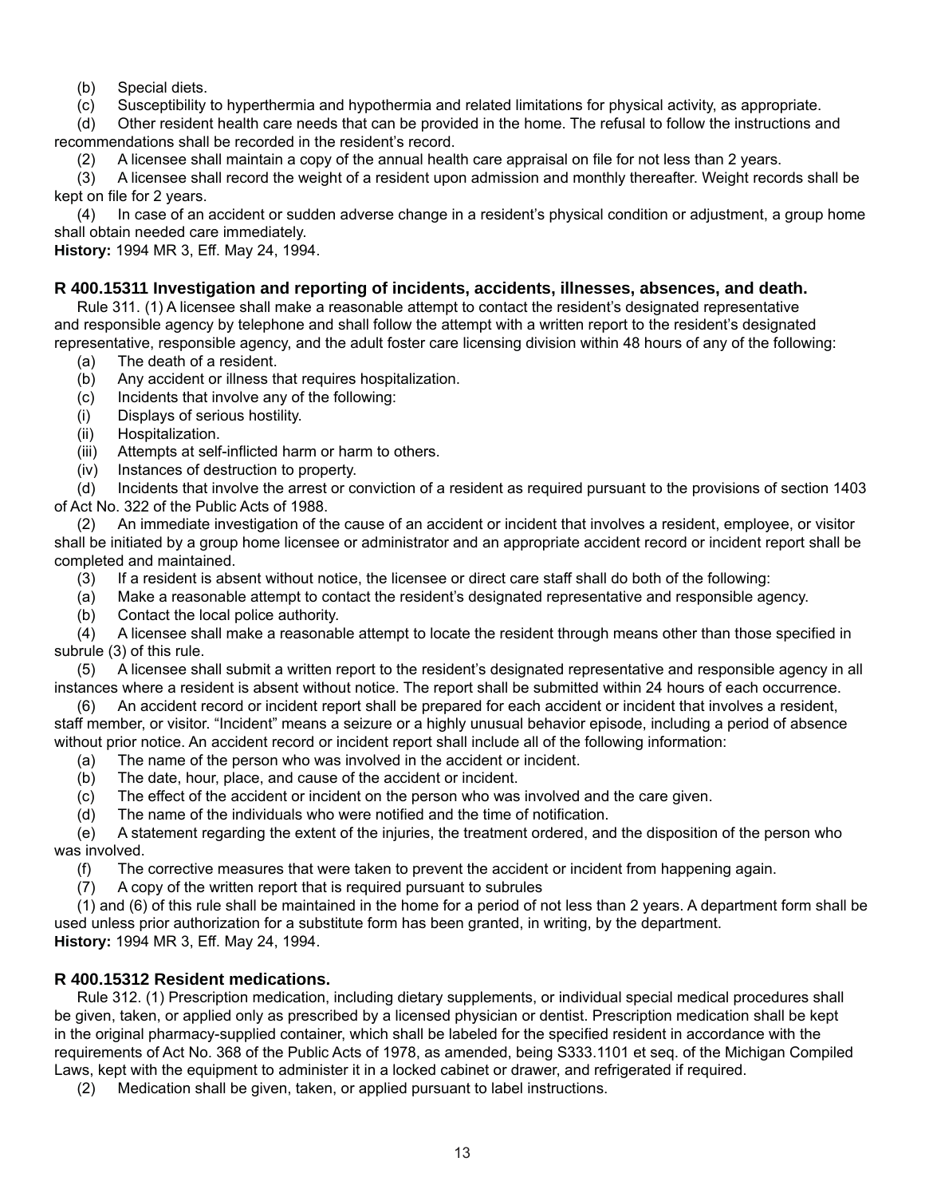(b) Special diets.

(c) Susceptibility to hyperthermia and hypothermia and related limitations for physical activity, as appropriate.

(d) Other resident health care needs that can be provided in the home. The refusal to follow the instructions and recommendations shall be recorded in the resident's record.

(2) A licensee shall maintain a copy of the annual health care appraisal on file for not less than 2 years.

(3) A licensee shall record the weight of a resident upon admission and monthly thereafter. Weight records shall be kept on file for 2 years.

(4) In case of an accident or sudden adverse change in a resident's physical condition or adjustment, a group home shall obtain needed care immediately.

**History:** 1994 MR 3, Eff. May 24, 1994.

### R 400.15311 Investigation and reporting of incidents, accidents, illnesses, absences, and death.

Rule 311. (1) A licensee shall make a reasonable attempt to contact the resident's designated representative and responsible agency by telephone and shall follow the attempt with a written report to the resident's designated representative, responsible agency, and the adult foster care licensing division within 48 hours of any of the following:

(a) The death of a resident.

(b) Any accident or illness that requires hospitalization.

(c) Incidents that involve any of the following:

(i) Displays of serious hostility.

(ii) Hospitalization.

(iii) Attempts at self-inflicted harm or harm to others.

(iv) Instances of destruction to property.

(d) Incidents that involve the arrest or conviction of a resident as required pursuant to the provisions of section 1403 of Act No. 322 of the Public Acts of 1988.

(2) An immediate investigation of the cause of an accident or incident that involves a resident, employee, or visitor shall be initiated by a group home licensee or administrator and an appropriate accident record or incident report shall be completed and maintained.

(3) If a resident is absent without notice, the licensee or direct care staff shall do both of the following:

(a) Make a reasonable attempt to contact the resident's designated representative and responsible agency.

(b) Contact the local police authority.

(4) A licensee shall make a reasonable attempt to locate the resident through means other than those specified in subrule (3) of this rule.

(5) A licensee shall submit a written report to the resident's designated representative and responsible agency in all instances where a resident is absent without notice. The report shall be submitted within 24 hours of each occurrence.

(6) An accident record or incident report shall be prepared for each accident or incident that involves a resident, staff member, or visitor. "Incident" means a seizure or a highly unusual behavior episode, including a period of absence without prior notice. An accident record or incident report shall include all of the following information:

(a) The name of the person who was involved in the accident or incident.

(b) The date, hour, place, and cause of the accident or incident.

(c) The effect of the accident or incident on the person who was involved and the care given.

(d) The name of the individuals who were notified and the time of notification.

(e) A statement regarding the extent of the injuries, the treatment ordered, and the disposition of the person who was involved.

(f) The corrective measures that were taken to prevent the accident or incident from happening again.

(7) A copy of the written report that is required pursuant to subrules

(1) and (6) of this rule shall be maintained in the home for a period of not less than 2 years. A department form shall be used unless prior authorization for a substitute form has been granted, in writing, by the department.

**History:** 1994 MR 3, Eff. May 24, 1994.

### R 400.15312 Resident medications.

Rule 312. (1) Prescription medication, including dietary supplements, or individual special medical procedures shall be given, taken, or applied only as prescribed by a licensed physician or dentist. Prescription medication shall be kept in the original pharmacy-supplied container, which shall be labeled for the specified resident in accordance with the requirements of Act No. 368 of the Public Acts of 1978, as amended, being S333.1101 et seq. of the Michigan Compiled Laws, kept with the equipment to administer it in a locked cabinet or drawer, and refrigerated if required.

(2) Medication shall be given, taken, or applied pursuant to label instructions.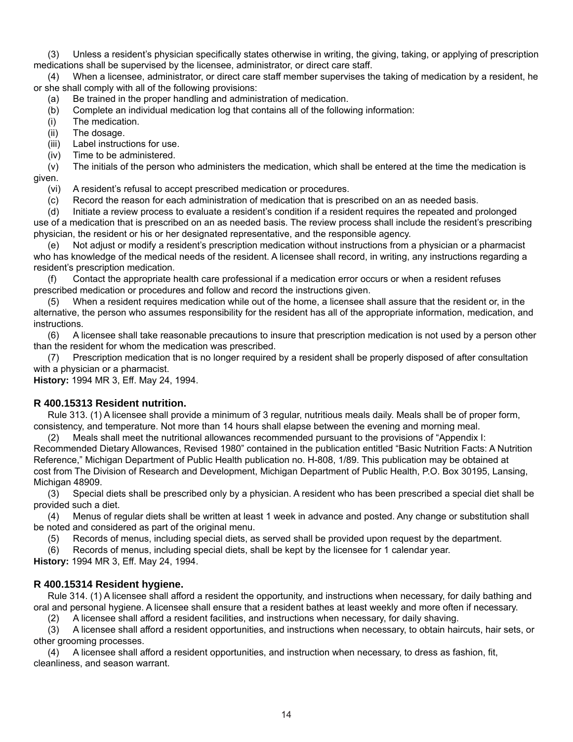(3) Unless a resident's physician specifically states otherwise in writing, the giving, taking, or applying of prescription medications shall be supervised by the licensee, administrator, or direct care staff.

(4) When a licensee, administrator, or direct care staff member supervises the taking of medication by a resident, he or she shall comply with all of the following provisions:

(a) Be trained in the proper handling and administration of medication.

(b) Complete an individual medication log that contains all of the following information:

(i) The medication.

(ii) The dosage.

(iii) Label instructions for use.

(iv) Time to be administered.

(v) The initials of the person who administers the medication, which shall be entered at the time the medication is given.

(vi) A resident's refusal to accept prescribed medication or procedures.

(c) Record the reason for each administration of medication that is prescribed on an as needed basis.

(d) Initiate a review process to evaluate a resident's condition if a resident requires the repeated and prolonged use of a medication that is prescribed on an as needed basis. The review process shall include the resident's prescribing physician, the resident or his or her designated representative, and the responsible agency.

(e) Not adjust or modify a resident's prescription medication without instructions from a physician or a pharmacist who has knowledge of the medical needs of the resident. A licensee shall record, in writing, any instructions regarding a resident's prescription medication.

(f) Contact the appropriate health care professional if a medication error occurs or when a resident refuses prescribed medication or procedures and follow and record the instructions given.

(5) When a resident requires medication while out of the home, a licensee shall assure that the resident or, in the alternative, the person who assumes responsibility for the resident has all of the appropriate information, medication, and instructions.

(6) A licensee shall take reasonable precautions to insure that prescription medication is not used by a person other than the resident for whom the medication was prescribed.

(7) Prescription medication that is no longer required by a resident shall be properly disposed of after consultation with a physician or a pharmacist.

**History:** 1994 MR 3, Eff. May 24, 1994.

### R 400.15313 Resident nutrition.

Rule 313. (1) A licensee shall provide a minimum of 3 regular, nutritious meals daily. Meals shall be of proper form, consistency, and temperature. Not more than 14 hours shall elapse between the evening and morning meal.

(2) Meals shall meet the nutritional allowances recommended pursuant to the provisions of "Appendix I: Recommended Dietary Allowances, Revised 1980" contained in the publication entitled "Basic Nutrition Facts: A Nutrition Reference," Michigan Department of Public Health publication no. H-808, 1/89. This publication may be obtained at cost from The Division of Research and Development, Michigan Department of Public Health, P.O. Box 30195, Lansing, Michigan 48909.

(3) Special diets shall be prescribed only by a physician. A resident who has been prescribed a special diet shall be provided such a diet.

(4) Menus of regular diets shall be written at least 1 week in advance and posted. Any change or substitution shall be noted and considered as part of the original menu.

(5) Records of menus, including special diets, as served shall be provided upon request by the department.

(6) Records of menus, including special diets, shall be kept by the licensee for 1 calendar year.

**History:** 1994 MR 3, Eff. May 24, 1994.

### R 400.15314 Resident hygiene.

Rule 314. (1) A licensee shall afford a resident the opportunity, and instructions when necessary, for daily bathing and oral and personal hygiene. A licensee shall ensure that a resident bathes at least weekly and more often if necessary.

(2) A licensee shall afford a resident facilities, and instructions when necessary, for daily shaving.

(3) A licensee shall afford a resident opportunities, and instructions when necessary, to obtain haircuts, hair sets, or other grooming processes.

(4) A licensee shall afford a resident opportunities, and instruction when necessary, to dress as fashion, fit, cleanliness, and season warrant.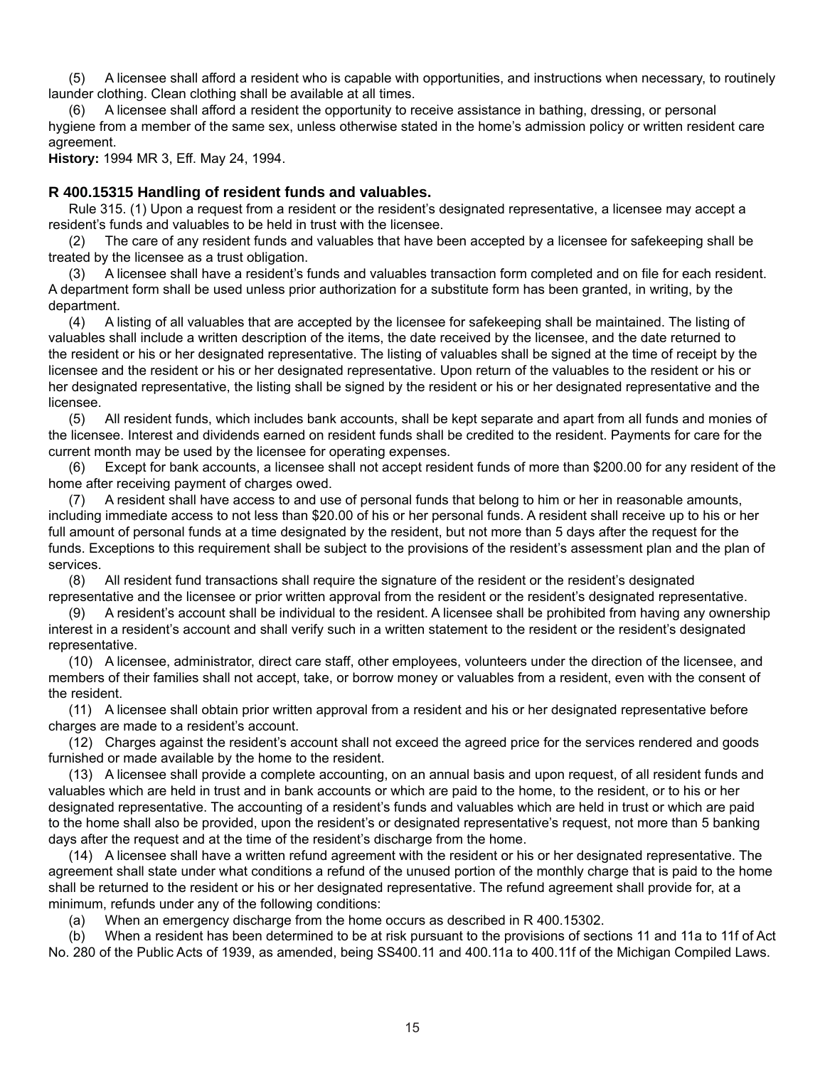(5) A licensee shall afford a resident who is capable with opportunities, and instructions when necessary, to routinely launder clothing. Clean clothing shall be available at all times.

(6) A licensee shall afford a resident the opportunity to receive assistance in bathing, dressing, or personal hygiene from a member of the same sex, unless otherwise stated in the home's admission policy or written resident care agreement.

**History:** 1994 MR 3, Eff. May 24, 1994.

### R 400.15315 Handling of resident funds and valuables.

Rule 315. (1) Upon a request from a resident or the resident's designated representative, a licensee may accept a resident's funds and valuables to be held in trust with the licensee.

(2) The care of any resident funds and valuables that have been accepted by a licensee for safekeeping shall be treated by the licensee as a trust obligation.

(3) A licensee shall have a resident's funds and valuables transaction form completed and on file for each resident. A department form shall be used unless prior authorization for a substitute form has been granted, in writing, by the department.

(4) A listing of all valuables that are accepted by the licensee for safekeeping shall be maintained. The listing of valuables shall include a written description of the items, the date received by the licensee, and the date returned to the resident or his or her designated representative. The listing of valuables shall be signed at the time of receipt by the licensee and the resident or his or her designated representative. Upon return of the valuables to the resident or his or her designated representative, the listing shall be signed by the resident or his or her designated representative and the licensee.

(5) All resident funds, which includes bank accounts, shall be kept separate and apart from all funds and monies of the licensee. Interest and dividends earned on resident funds shall be credited to the resident. Payments for care for the current month may be used by the licensee for operating expenses.

(6) Except for bank accounts, a licensee shall not accept resident funds of more than $200.00 for any resident of the home after receiving payment of charges owed.

(7) A resident shall have access to and use of personal funds that belong to him or her in reasonable amounts, including immediate access to not less than $20.00 of his or her personal funds. A resident shall receive up to his or her full amount of personal funds at a time designated by the resident, but not more than 5 days after the request for the funds. Exceptions to this requirement shall be subject to the provisions of the resident's assessment plan and the plan of services.

(8) All resident fund transactions shall require the signature of the resident or the resident's designated representative and the licensee or prior written approval from the resident or the resident's designated representative.

(9) A resident's account shall be individual to the resident. A licensee shall be prohibited from having any ownership interest in a resident's account and shall verify such in a written statement to the resident or the resident's designated representative.

(10) A licensee, administrator, direct care staff, other employees, volunteers under the direction of the licensee, and members of their families shall not accept, take, or borrow money or valuables from a resident, even with the consent of the resident.

(11) A licensee shall obtain prior written approval from a resident and his or her designated representative before charges are made to a resident's account.

(12) Charges against the resident's account shall not exceed the agreed price for the services rendered and goods furnished or made available by the home to the resident.

(13) A licensee shall provide a complete accounting, on an annual basis and upon request, of all resident funds and valuables which are held in trust and in bank accounts or which are paid to the home, to the resident, or to his or her designated representative. The accounting of a resident's funds and valuables which are held in trust or which are paid to the home shall also be provided, upon the resident's or designated representative's request, not more than 5 banking days after the request and at the time of the resident's discharge from the home.

(14) A licensee shall have a written refund agreement with the resident or his or her designated representative. The agreement shall state under what conditions a refund of the unused portion of the monthly charge that is paid to the home shall be returned to the resident or his or her designated representative. The refund agreement shall provide for, at a minimum, refunds under any of the following conditions:

(a) When an emergency discharge from the home occurs as described in R 400.15302.

(b) When a resident has been determined to be at risk pursuant to the provisions of sections 11 and 11a to 11f of Act No. 280 of the Public Acts of 1939, as amended, being SS400.11 and 400.11a to 400.11f of the Michigan Compiled Laws.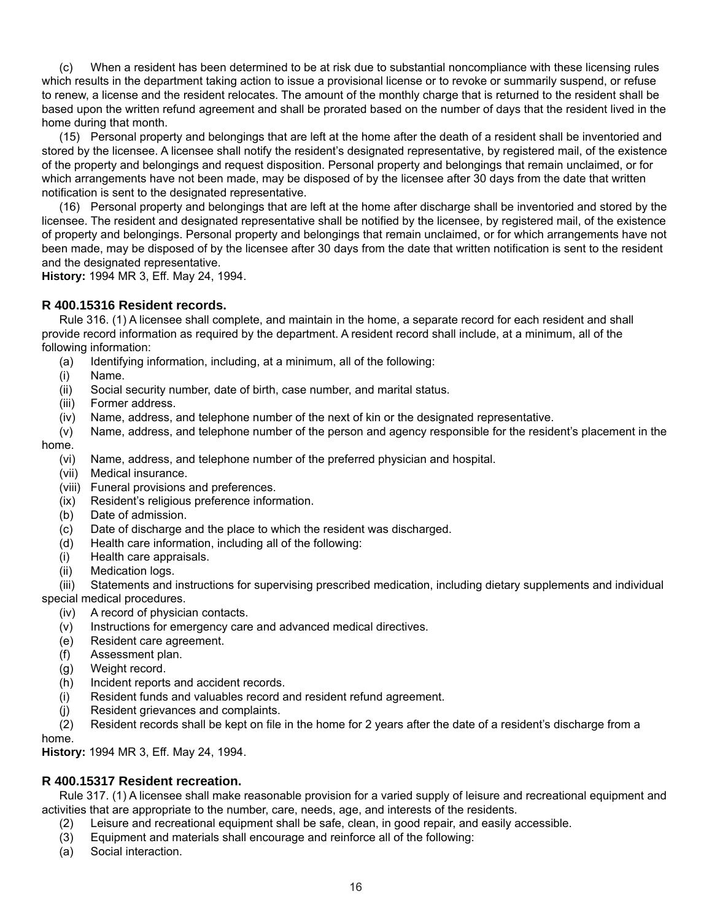(c) When a resident has been determined to be at risk due to substantial noncompliance with these licensing rules which results in the department taking action to issue a provisional license or to revoke or summarily suspend, or refuse to renew, a license and the resident relocates. The amount of the monthly charge that is returned to the resident shall be based upon the written refund agreement and shall be prorated based on the number of days that the resident lived in the home during that month.

(15) Personal property and belongings that are left at the home after the death of a resident shall be inventoried and stored by the licensee. A licensee shall notify the resident's designated representative, by registered mail, of the existence of the property and belongings and request disposition. Personal property and belongings that remain unclaimed, or for which arrangements have not been made, may be disposed of by the licensee after 30 days from the date that written notification is sent to the designated representative.

(16) Personal property and belongings that are left at the home after discharge shall be inventoried and stored by the licensee. The resident and designated representative shall be notified by the licensee, by registered mail, of the existence of property and belongings. Personal property and belongings that remain unclaimed, or for which arrangements have not been made, may be disposed of by the licensee after 30 days from the date that written notification is sent to the resident and the designated representative.

**History:** 1994 MR 3, Eff. May 24, 1994.

### R 400.15316 Resident records.

Rule 316. (1) A licensee shall complete, and maintain in the home, a separate record for each resident and shall provide record information as required by the department. A resident record shall include, at a minimum, all of the following information:

(a) Identifying information, including, at a minimum, all of the following:

(i) Name.

(ii) Social security number, date of birth, case number, and marital status.

(iii) Former address.

(iv) Name, address, and telephone number of the next of kin or the designated representative.

(v) Name, address, and telephone number of the person and agency responsible for the resident's placement in the home.

(vi) Name, address, and telephone number of the preferred physician and hospital.

(vii) Medical insurance.

(viii) Funeral provisions and preferences.

(ix) Resident's religious preference information.

(b) Date of admission.

(c) Date of discharge and the place to which the resident was discharged.

(d) Health care information, including all of the following:

(i) Health care appraisals.

(ii) Medication logs.

(iii) Statements and instructions for supervising prescribed medication, including dietary supplements and individual special medical procedures.

(iv) A record of physician contacts.

(v) Instructions for emergency care and advanced medical directives.

(e) Resident care agreement.

(f) Assessment plan.

(g) Weight record.

(h) Incident reports and accident records.

(i) Resident funds and valuables record and resident refund agreement.

(j) Resident grievances and complaints.

(2) Resident records shall be kept on file in the home for 2 years after the date of a resident's discharge from a home.

**History:** 1994 MR 3, Eff. May 24, 1994.

### R 400.15317 Resident recreation.

Rule 317. (1) A licensee shall make reasonable provision for a varied supply of leisure and recreational equipment and activities that are appropriate to the number, care, needs, age, and interests of the residents.

(2) Leisure and recreational equipment shall be safe, clean, in good repair, and easily accessible.

(3) Equipment and materials shall encourage and reinforce all of the following:

(a) Social interaction.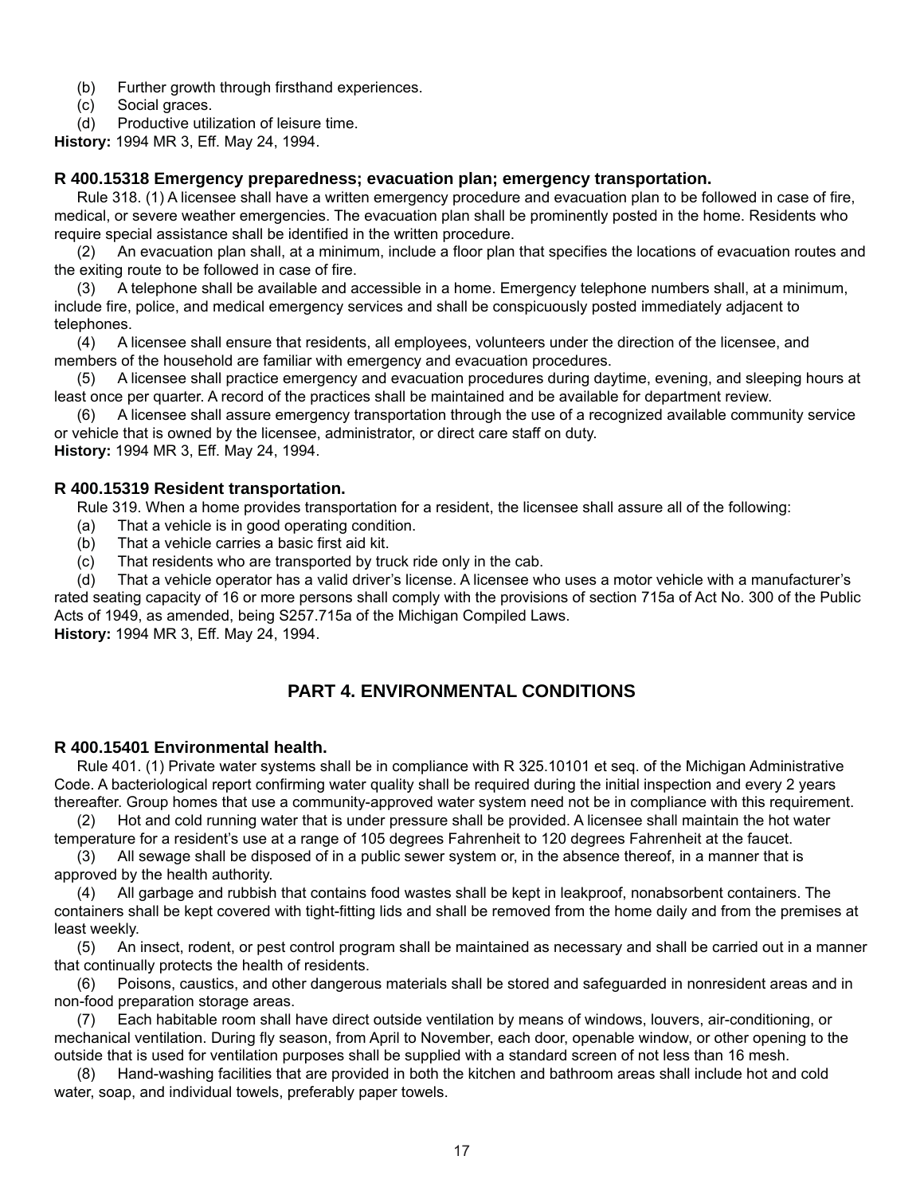(b) Further growth through firsthand experiences.
(c) Social graces.
(d) Productive utilization of leisure time.

**History:** 1994 MR 3, Eff. May 24, 1994.

### R 400.15318 Emergency preparedness; evacuation plan; emergency transportation.

Rule 318. (1) A licensee shall have a written emergency procedure and evacuation plan to be followed in case of fire, medical, or severe weather emergencies. The evacuation plan shall be prominently posted in the home. Residents who require special assistance shall be identified in the written procedure.

(2) An evacuation plan shall, at a minimum, include a floor plan that specifies the locations of evacuation routes and the exiting route to be followed in case of fire.

(3) A telephone shall be available and accessible in a home. Emergency telephone numbers shall, at a minimum, include fire, police, and medical emergency services and shall be conspicuously posted immediately adjacent to telephones.

(4) A licensee shall ensure that residents, all employees, volunteers under the direction of the licensee, and members of the household are familiar with emergency and evacuation procedures.

(5) A licensee shall practice emergency and evacuation procedures during daytime, evening, and sleeping hours at least once per quarter. A record of the practices shall be maintained and be available for department review.

(6) A licensee shall assure emergency transportation through the use of a recognized available community service or vehicle that is owned by the licensee, administrator, or direct care staff on duty.

**History:** 1994 MR 3, Eff. May 24, 1994.

### R 400.15319 Resident transportation.

Rule 319. When a home provides transportation for a resident, the licensee shall assure all of the following:

(a) That a vehicle is in good operating condition.
(b) That a vehicle carries a basic first aid kit.
(c) That residents who are transported by truck ride only in the cab.
(d) That a vehicle operator has a valid driver's license. A licensee who uses a motor vehicle with a manufacturer's rated seating capacity of 16 or more persons shall comply with the provisions of section 715a of Act No. 300 of the Public Acts of 1949, as amended, being S257.715a of the Michigan Compiled Laws.

**History:** 1994 MR 3, Eff. May 24, 1994.

## PART 4. ENVIRONMENTAL CONDITIONS

### R 400.15401 Environmental health.

Rule 401. (1) Private water systems shall be in compliance with R 325.10101 et seq. of the Michigan Administrative Code. A bacteriological report confirming water quality shall be required during the initial inspection and every 2 years thereafter. Group homes that use a community-approved water system need not be in compliance with this requirement.

(2) Hot and cold running water that is under pressure shall be provided. A licensee shall maintain the hot water temperature for a resident's use at a range of 105 degrees Fahrenheit to 120 degrees Fahrenheit at the faucet.

(3) All sewage shall be disposed of in a public sewer system or, in the absence thereof, in a manner that is approved by the health authority.

(4) All garbage and rubbish that contains food wastes shall be kept in leakproof, nonabsorbent containers. The containers shall be kept covered with tight-fitting lids and shall be removed from the home daily and from the premises at least weekly.

(5) An insect, rodent, or pest control program shall be maintained as necessary and shall be carried out in a manner that continually protects the health of residents.

(6) Poisons, caustics, and other dangerous materials shall be stored and safeguarded in nonresident areas and in non-food preparation storage areas.

(7) Each habitable room shall have direct outside ventilation by means of windows, louvers, air-conditioning, or mechanical ventilation. During fly season, from April to November, each door, openable window, or other opening to the outside that is used for ventilation purposes shall be supplied with a standard screen of not less than 16 mesh.

(8) Hand-washing facilities that are provided in both the kitchen and bathroom areas shall include hot and cold water, soap, and individual towels, preferably paper towels.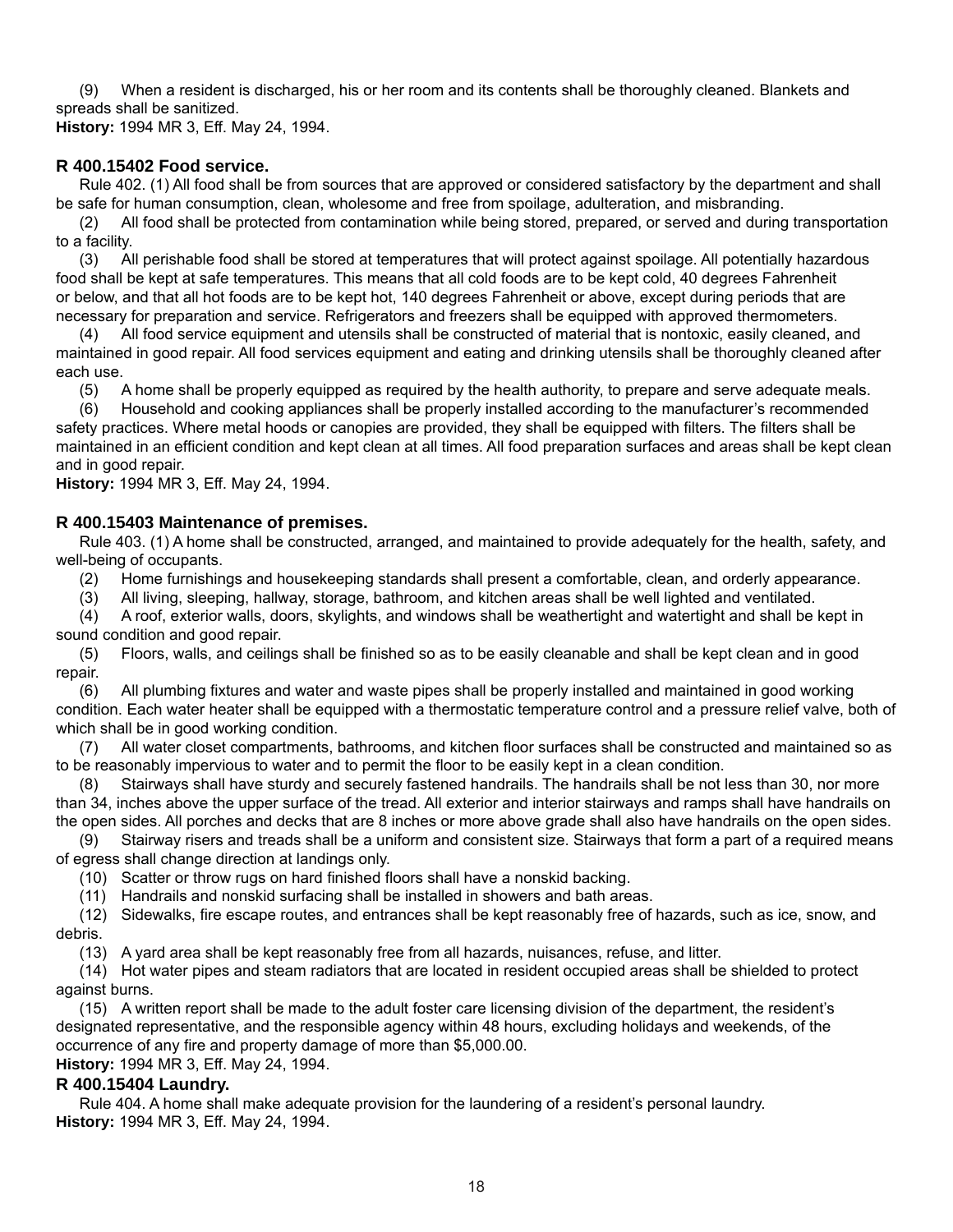(9) When a resident is discharged, his or her room and its contents shall be thoroughly cleaned. Blankets and spreads shall be sanitized.

**History:** 1994 MR 3, Eff. May 24, 1994.

### R 400.15402 Food service.

Rule 402. (1) All food shall be from sources that are approved or considered satisfactory by the department and shall be safe for human consumption, clean, wholesome and free from spoilage, adulteration, and misbranding.

(2) All food shall be protected from contamination while being stored, prepared, or served and during transportation to a facility.

(3) All perishable food shall be stored at temperatures that will protect against spoilage. All potentially hazardous food shall be kept at safe temperatures. This means that all cold foods are to be kept cold, 40 degrees Fahrenheit or below, and that all hot foods are to be kept hot, 140 degrees Fahrenheit or above, except during periods that are necessary for preparation and service. Refrigerators and freezers shall be equipped with approved thermometers.

(4) All food service equipment and utensils shall be constructed of material that is nontoxic, easily cleaned, and maintained in good repair. All food services equipment and eating and drinking utensils shall be thoroughly cleaned after each use.

(5) A home shall be properly equipped as required by the health authority, to prepare and serve adequate meals.

(6) Household and cooking appliances shall be properly installed according to the manufacturer's recommended safety practices. Where metal hoods or canopies are provided, they shall be equipped with filters. The filters shall be maintained in an efficient condition and kept clean at all times. All food preparation surfaces and areas shall be kept clean and in good repair.

**History:** 1994 MR 3, Eff. May 24, 1994.

### R 400.15403 Maintenance of premises.

Rule 403. (1) A home shall be constructed, arranged, and maintained to provide adequately for the health, safety, and well-being of occupants.

(2) Home furnishings and housekeeping standards shall present a comfortable, clean, and orderly appearance.

(3) All living, sleeping, hallway, storage, bathroom, and kitchen areas shall be well lighted and ventilated.

(4) A roof, exterior walls, doors, skylights, and windows shall be weathertight and watertight and shall be kept in sound condition and good repair.

(5) Floors, walls, and ceilings shall be finished so as to be easily cleanable and shall be kept clean and in good repair.

(6) All plumbing fixtures and water and waste pipes shall be properly installed and maintained in good working condition. Each water heater shall be equipped with a thermostatic temperature control and a pressure relief valve, both of which shall be in good working condition.

(7) All water closet compartments, bathrooms, and kitchen floor surfaces shall be constructed and maintained so as to be reasonably impervious to water and to permit the floor to be easily kept in a clean condition.

(8) Stairways shall have sturdy and securely fastened handrails. The handrails shall be not less than 30, nor more than 34, inches above the upper surface of the tread. All exterior and interior stairways and ramps shall have handrails on the open sides. All porches and decks that are 8 inches or more above grade shall also have handrails on the open sides.

(9) Stairway risers and treads shall be a uniform and consistent size. Stairways that form a part of a required means of egress shall change direction at landings only.

(10) Scatter or throw rugs on hard finished floors shall have a nonskid backing.

(11) Handrails and nonskid surfacing shall be installed in showers and bath areas.

(12) Sidewalks, fire escape routes, and entrances shall be kept reasonably free of hazards, such as ice, snow, and debris.

(13) A yard area shall be kept reasonably free from all hazards, nuisances, refuse, and litter.

(14) Hot water pipes and steam radiators that are located in resident occupied areas shall be shielded to protect against burns.

(15) A written report shall be made to the adult foster care licensing division of the department, the resident's designated representative, and the responsible agency within 48 hours, excluding holidays and weekends, of the occurrence of any fire and property damage of more than $5,000.00.

**History:** 1994 MR 3, Eff. May 24, 1994.

### R 400.15404 Laundry.

Rule 404. A home shall make adequate provision for the laundering of a resident's personal laundry.

**History:** 1994 MR 3, Eff. May 24, 1994.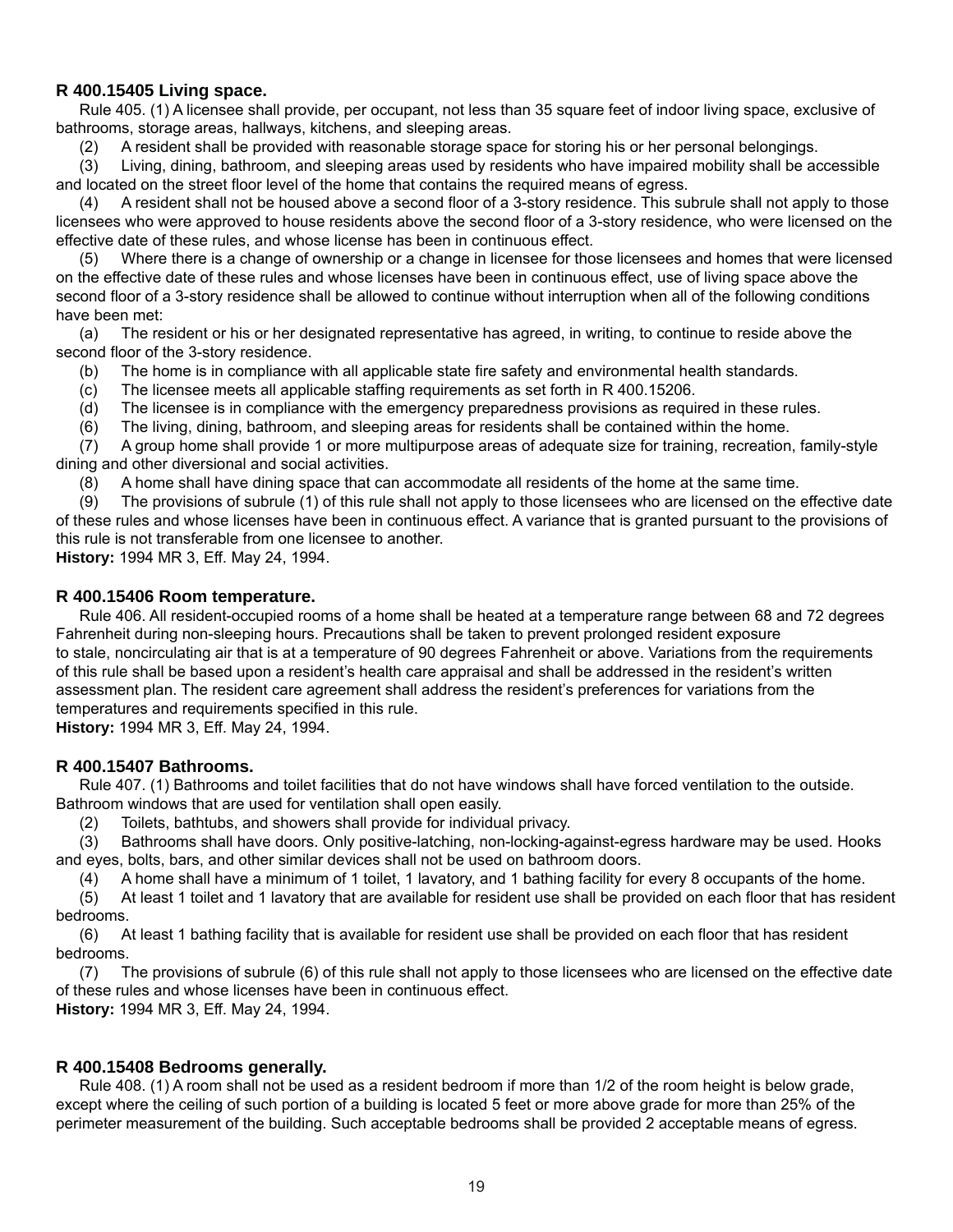### R 400.15405 Living space.

Rule 405. (1) A licensee shall provide, per occupant, not less than 35 square feet of indoor living space, exclusive of bathrooms, storage areas, hallways, kitchens, and sleeping areas.

(2) A resident shall be provided with reasonable storage space for storing his or her personal belongings.

(3) Living, dining, bathroom, and sleeping areas used by residents who have impaired mobility shall be accessible and located on the street floor level of the home that contains the required means of egress.

(4) A resident shall not be housed above a second floor of a 3-story residence. This subrule shall not apply to those licensees who were approved to house residents above the second floor of a 3-story residence, who were licensed on the effective date of these rules, and whose license has been in continuous effect.

(5) Where there is a change of ownership or a change in licensee for those licensees and homes that were licensed on the effective date of these rules and whose licenses have been in continuous effect, use of living space above the second floor of a 3-story residence shall be allowed to continue without interruption when all of the following conditions have been met:

(a) The resident or his or her designated representative has agreed, in writing, to continue to reside above the second floor of the 3-story residence.

(b) The home is in compliance with all applicable state fire safety and environmental health standards.

(c) The licensee meets all applicable staffing requirements as set forth in R 400.15206.

(d) The licensee is in compliance with the emergency preparedness provisions as required in these rules.

(6) The living, dining, bathroom, and sleeping areas for residents shall be contained within the home.

(7) A group home shall provide 1 or more multipurpose areas of adequate size for training, recreation, family-style dining and other diversional and social activities.

(8) A home shall have dining space that can accommodate all residents of the home at the same time.

(9) The provisions of subrule (1) of this rule shall not apply to those licensees who are licensed on the effective date of these rules and whose licenses have been in continuous effect. A variance that is granted pursuant to the provisions of this rule is not transferable from one licensee to another.

**History:** 1994 MR 3, Eff. May 24, 1994.

### R 400.15406 Room temperature.

Rule 406. All resident-occupied rooms of a home shall be heated at a temperature range between 68 and 72 degrees Fahrenheit during non-sleeping hours. Precautions shall be taken to prevent prolonged resident exposure to stale, noncirculating air that is at a temperature of 90 degrees Fahrenheit or above. Variations from the requirements of this rule shall be based upon a resident's health care appraisal and shall be addressed in the resident's written assessment plan. The resident care agreement shall address the resident's preferences for variations from the temperatures and requirements specified in this rule.

**History:** 1994 MR 3, Eff. May 24, 1994.

### R 400.15407 Bathrooms.

Rule 407. (1) Bathrooms and toilet facilities that do not have windows shall have forced ventilation to the outside. Bathroom windows that are used for ventilation shall open easily.

(2) Toilets, bathtubs, and showers shall provide for individual privacy.

(3) Bathrooms shall have doors. Only positive-latching, non-locking-against-egress hardware may be used. Hooks and eyes, bolts, bars, and other similar devices shall not be used on bathroom doors.

(4) A home shall have a minimum of 1 toilet, 1 lavatory, and 1 bathing facility for every 8 occupants of the home.

(5) At least 1 toilet and 1 lavatory that are available for resident use shall be provided on each floor that has resident bedrooms.

(6) At least 1 bathing facility that is available for resident use shall be provided on each floor that has resident bedrooms.

(7) The provisions of subrule (6) of this rule shall not apply to those licensees who are licensed on the effective date of these rules and whose licenses have been in continuous effect.

**History:** 1994 MR 3, Eff. May 24, 1994.

### R 400.15408 Bedrooms generally.

Rule 408. (1) A room shall not be used as a resident bedroom if more than 1/2 of the room height is below grade, except where the ceiling of such portion of a building is located 5 feet or more above grade for more than 25% of the perimeter measurement of the building. Such acceptable bedrooms shall be provided 2 acceptable means of egress.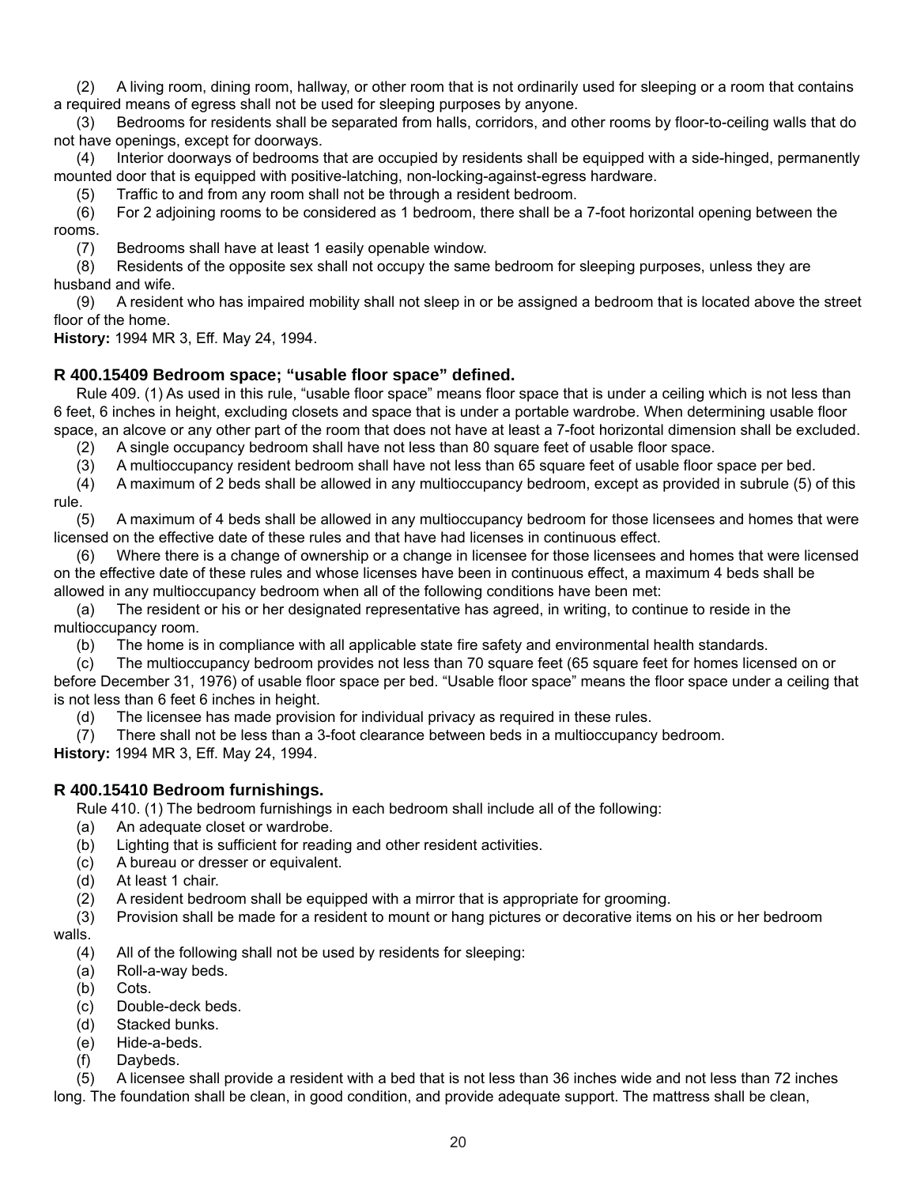(2) A living room, dining room, hallway, or other room that is not ordinarily used for sleeping or a room that contains a required means of egress shall not be used for sleeping purposes by anyone.

(3) Bedrooms for residents shall be separated from halls, corridors, and other rooms by floor-to-ceiling walls that do not have openings, except for doorways.

(4) Interior doorways of bedrooms that are occupied by residents shall be equipped with a side-hinged, permanently mounted door that is equipped with positive-latching, non-locking-against-egress hardware.

(5) Traffic to and from any room shall not be through a resident bedroom.

(6) For 2 adjoining rooms to be considered as 1 bedroom, there shall be a 7-foot horizontal opening between the rooms.

(7) Bedrooms shall have at least 1 easily openable window.

(8) Residents of the opposite sex shall not occupy the same bedroom for sleeping purposes, unless they are husband and wife.

(9) A resident who has impaired mobility shall not sleep in or be assigned a bedroom that is located above the street floor of the home.

**History:** 1994 MR 3, Eff. May 24, 1994.

### R 400.15409 Bedroom space; "usable floor space" defined.

Rule 409. (1) As used in this rule, "usable floor space" means floor space that is under a ceiling which is not less than 6 feet, 6 inches in height, excluding closets and space that is under a portable wardrobe. When determining usable floor space, an alcove or any other part of the room that does not have at least a 7-foot horizontal dimension shall be excluded.

(2) A single occupancy bedroom shall have not less than 80 square feet of usable floor space.

(3) A multioccupancy resident bedroom shall have not less than 65 square feet of usable floor space per bed.

(4) A maximum of 2 beds shall be allowed in any multioccupancy bedroom, except as provided in subrule (5) of this rule.

(5) A maximum of 4 beds shall be allowed in any multioccupancy bedroom for those licensees and homes that were licensed on the effective date of these rules and that have had licenses in continuous effect.

(6) Where there is a change of ownership or a change in licensee for those licensees and homes that were licensed on the effective date of these rules and whose licenses have been in continuous effect, a maximum 4 beds shall be allowed in any multioccupancy bedroom when all of the following conditions have been met:

(a) The resident or his or her designated representative has agreed, in writing, to continue to reside in the multioccupancy room.

(b) The home is in compliance with all applicable state fire safety and environmental health standards.

(c) The multioccupancy bedroom provides not less than 70 square feet (65 square feet for homes licensed on or before December 31, 1976) of usable floor space per bed. "Usable floor space" means the floor space under a ceiling that is not less than 6 feet 6 inches in height.

(d) The licensee has made provision for individual privacy as required in these rules.

(7) There shall not be less than a 3-foot clearance between beds in a multioccupancy bedroom.

**History:** 1994 MR 3, Eff. May 24, 1994.

### R 400.15410 Bedroom furnishings.

Rule 410. (1) The bedroom furnishings in each bedroom shall include all of the following:

(a) An adequate closet or wardrobe.

(b) Lighting that is sufficient for reading and other resident activities.

(c) A bureau or dresser or equivalent.

(d) At least 1 chair.

(2) A resident bedroom shall be equipped with a mirror that is appropriate for grooming.

(3) Provision shall be made for a resident to mount or hang pictures or decorative items on his or her bedroom walls.

(4) All of the following shall not be used by residents for sleeping:

(a) Roll-a-way beds.

(b) Cots.

(c) Double-deck beds.

(d) Stacked bunks.

(e) Hide-a-beds.

(f) Daybeds.

(5) A licensee shall provide a resident with a bed that is not less than 36 inches wide and not less than 72 inches long. The foundation shall be clean, in good condition, and provide adequate support. The mattress shall be clean,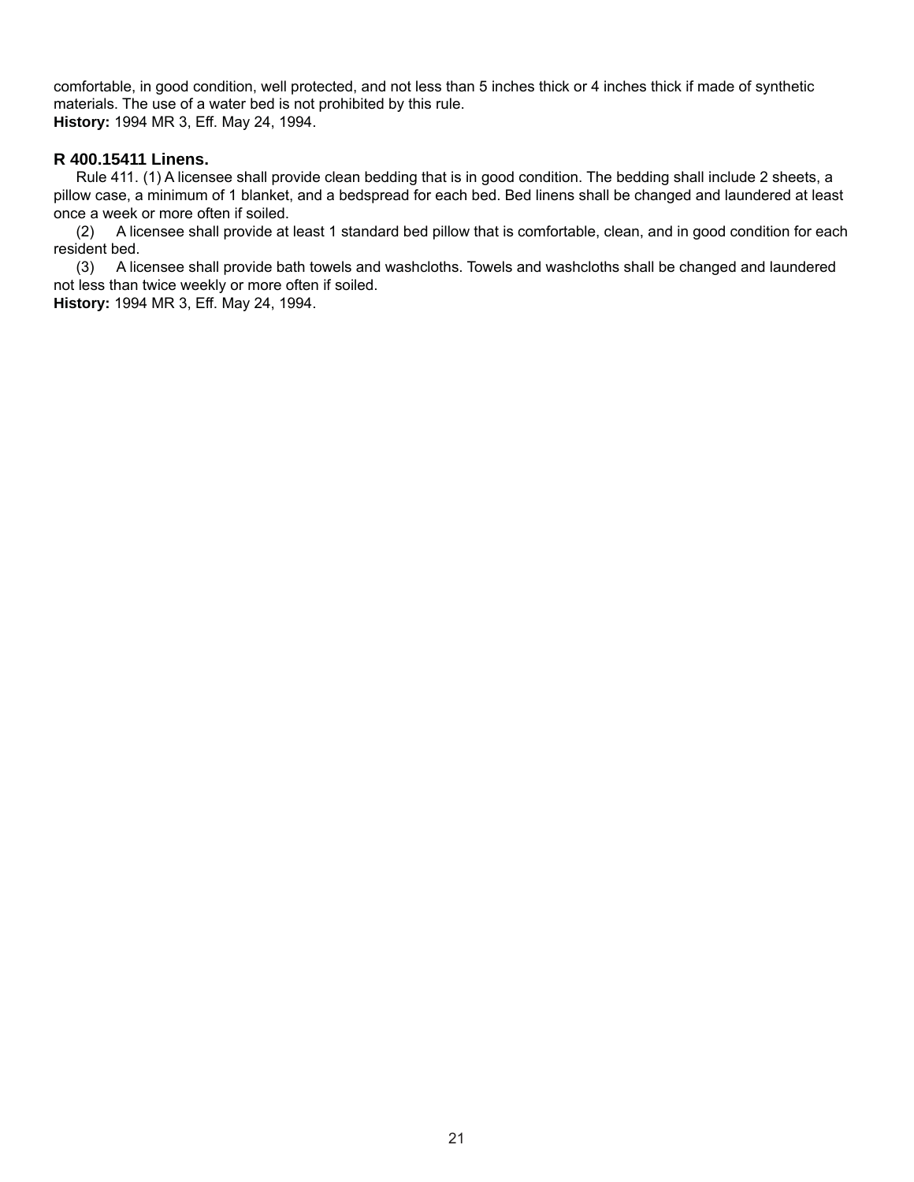comfortable, in good condition, well protected, and not less than 5 inches thick or 4 inches thick if made of synthetic materials. The use of a water bed is not prohibited by this rule.
**History:** 1994 MR 3, Eff. May 24, 1994.

### R 400.15411 Linens.

Rule 411. (1) A licensee shall provide clean bedding that is in good condition. The bedding shall include 2 sheets, a pillow case, a minimum of 1 blanket, and a bedspread for each bed. Bed linens shall be changed and laundered at least once a week or more often if soiled.

(2) A licensee shall provide at least 1 standard bed pillow that is comfortable, clean, and in good condition for each resident bed.

(3) A licensee shall provide bath towels and washcloths. Towels and washcloths shall be changed and laundered not less than twice weekly or more often if soiled.

**History:** 1994 MR 3, Eff. May 24, 1994.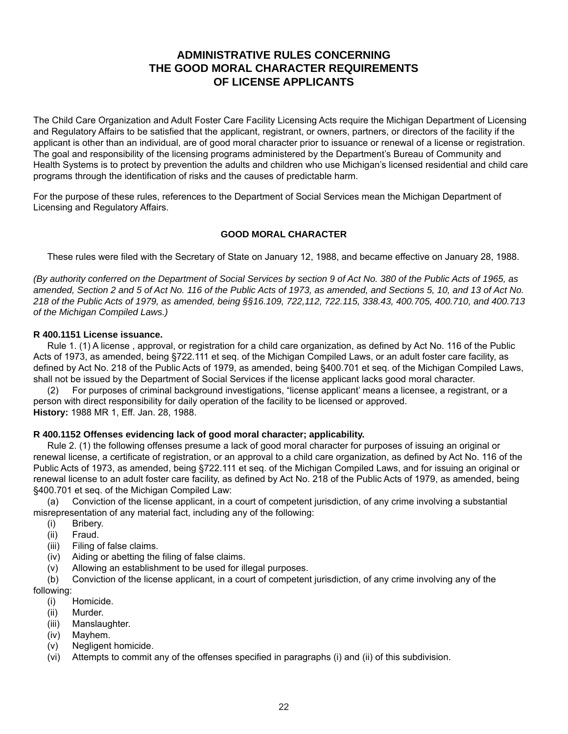# ADMINISTRATIVE RULES CONCERNING THE GOOD MORAL CHARACTER REQUIREMENTS OF LICENSE APPLICANTS

The Child Care Organization and Adult Foster Care Facility Licensing Acts require the Michigan Department of Licensing and Regulatory Affairs to be satisfied that the applicant, registrant, or owners, partners, or directors of the facility if the applicant is other than an individual, are of good moral character prior to issuance or renewal of a license or registration. The goal and responsibility of the licensing programs administered by the Department's Bureau of Community and Health Systems is to protect by prevention the adults and children who use Michigan's licensed residential and child care programs through the identification of risks and the causes of predictable harm.

For the purpose of these rules, references to the Department of Social Services mean the Michigan Department of Licensing and Regulatory Affairs.

## GOOD MORAL CHARACTER

These rules were filed with the Secretary of State on January 12, 1988, and became effective on January 28, 1988.

*(By authority conferred on the Department of Social Services by section 9 of Act No. 380 of the Public Acts of 1965, as amended, Section 2 and 5 of Act No. 116 of the Public Acts of 1973, as amended, and Sections 5, 10, and 13 of Act No. 218 of the Public Acts of 1979, as amended, being §§16.109, 722,112, 722.115, 338.43, 400.705, 400.710, and 400.713 of the Michigan Compiled Laws.)*

### R 400.1151 License issuance.

Rule 1. (1) A license , approval, or registration for a child care organization, as defined by Act No. 116 of the Public Acts of 1973, as amended, being §722.111 et seq. of the Michigan Compiled Laws, or an adult foster care facility, as defined by Act No. 218 of the Public Acts of 1979, as amended, being §400.701 et seq. of the Michigan Compiled Laws, shall not be issued by the Department of Social Services if the license applicant lacks good moral character.

(2) For purposes of criminal background investigations, "license applicant' means a licensee, a registrant, or a person with direct responsibility for daily operation of the facility to be licensed or approved.

**History:** 1988 MR 1, Eff. Jan. 28, 1988.

### R 400.1152 Offenses evidencing lack of good moral character; applicability.

Rule 2. (1) the following offenses presume a lack of good moral character for purposes of issuing an original or renewal license, a certificate of registration, or an approval to a child care organization, as defined by Act No. 116 of the Public Acts of 1973, as amended, being §722.111 et seq. of the Michigan Compiled Laws, and for issuing an original or renewal license to an adult foster care facility, as defined by Act No. 218 of the Public Acts of 1979, as amended, being §400.701 et seq. of the Michigan Compiled Law:

(a) Conviction of the license applicant, in a court of competent jurisdiction, of any crime involving a substantial misrepresentation of any material fact, including any of the following:

- (i) Bribery.
- (ii) Fraud.
- (iii) Filing of false claims.
- (iv) Aiding or abetting the filing of false claims.
- (v) Allowing an establishment to be used for illegal purposes.

(b) Conviction of the license applicant, in a court of competent jurisdiction, of any crime involving any of the following:

- (i) Homicide.
- (ii) Murder.
- (iii) Manslaughter.
- (iv) Mayhem.
- (v) Negligent homicide.
- (vi) Attempts to commit any of the offenses specified in paragraphs (i) and (ii) of this subdivision.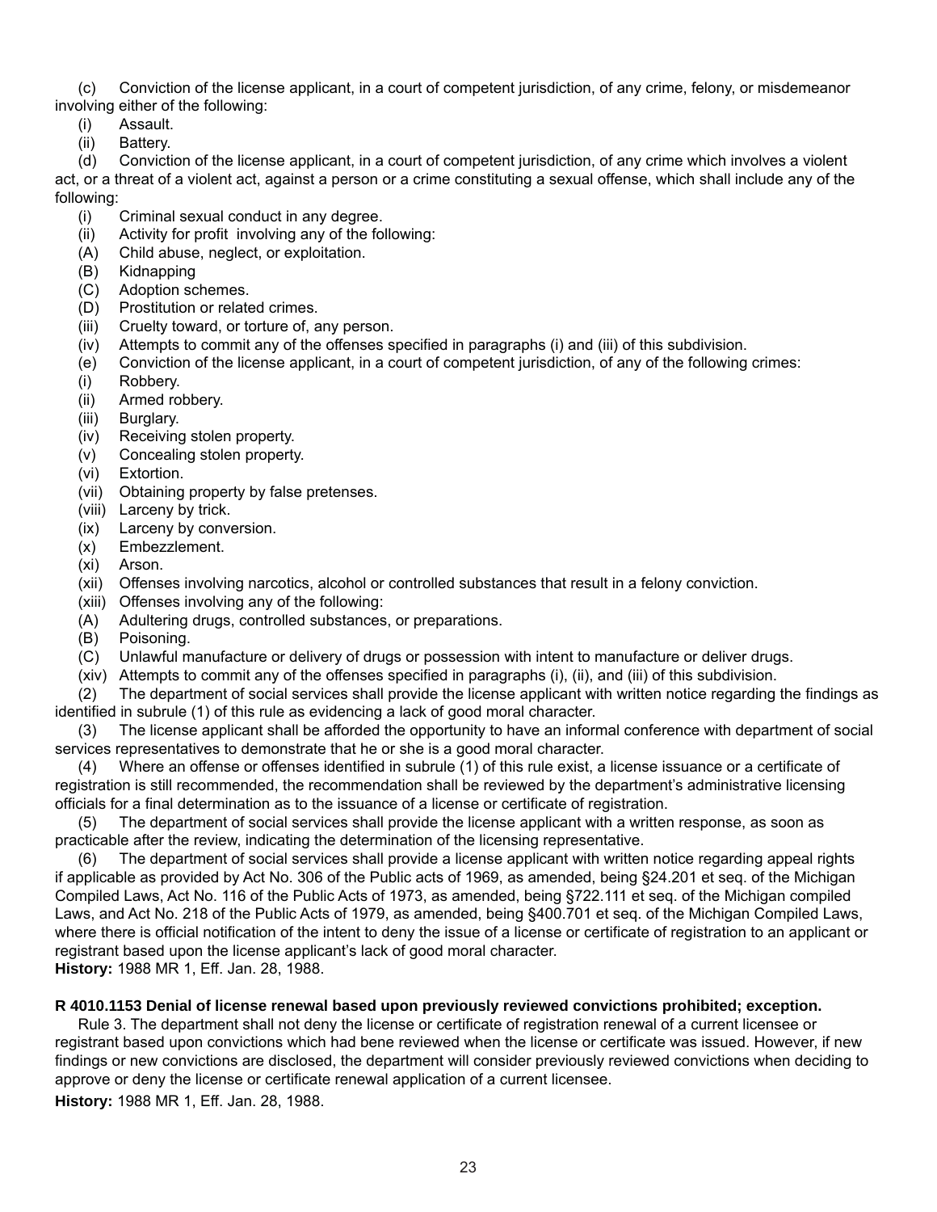(c) Conviction of the license applicant, in a court of competent jurisdiction, of any crime, felony, or misdemeanor involving either of the following:

(i) Assault.

(ii) Battery.

(d) Conviction of the license applicant, in a court of competent jurisdiction, of any crime which involves a violent act, or a threat of a violent act, against a person or a crime constituting a sexual offense, which shall include any of the following:

(i) Criminal sexual conduct in any degree.

(ii) Activity for profit involving any of the following:

(A) Child abuse, neglect, or exploitation.

(B) Kidnapping

(C) Adoption schemes.

(D) Prostitution or related crimes.

(iii) Cruelty toward, or torture of, any person.

(iv) Attempts to commit any of the offenses specified in paragraphs (i) and (iii) of this subdivision.

(e) Conviction of the license applicant, in a court of competent jurisdiction, of any of the following crimes:

(i) Robbery.

(ii) Armed robbery.

(iii) Burglary.

(iv) Receiving stolen property.

(v) Concealing stolen property.

(vi) Extortion.

(vii) Obtaining property by false pretenses.

(viii) Larceny by trick.

(ix) Larceny by conversion.

(x) Embezzlement.

(xi) Arson.

(xii) Offenses involving narcotics, alcohol or controlled substances that result in a felony conviction.

(xiii) Offenses involving any of the following:

(A) Adultering drugs, controlled substances, or preparations.

(B) Poisoning.

(C) Unlawful manufacture or delivery of drugs or possession with intent to manufacture or deliver drugs.

(xiv) Attempts to commit any of the offenses specified in paragraphs (i), (ii), and (iii) of this subdivision.

(2) The department of social services shall provide the license applicant with written notice regarding the findings as identified in subrule (1) of this rule as evidencing a lack of good moral character.

(3) The license applicant shall be afforded the opportunity to have an informal conference with department of social services representatives to demonstrate that he or she is a good moral character.

(4) Where an offense or offenses identified in subrule (1) of this rule exist, a license issuance or a certificate of registration is still recommended, the recommendation shall be reviewed by the department's administrative licensing officials for a final determination as to the issuance of a license or certificate of registration.

(5) The department of social services shall provide the license applicant with a written response, as soon as practicable after the review, indicating the determination of the licensing representative.

(6) The department of social services shall provide a license applicant with written notice regarding appeal rights if applicable as provided by Act No. 306 of the Public acts of 1969, as amended, being §24.201 et seq. of the Michigan Compiled Laws, Act No. 116 of the Public Acts of 1973, as amended, being §722.111 et seq. of the Michigan compiled Laws, and Act No. 218 of the Public Acts of 1979, as amended, being §400.701 et seq. of the Michigan Compiled Laws, where there is official notification of the intent to deny the issue of a license or certificate of registration to an applicant or registrant based upon the license applicant's lack of good moral character.

**History:** 1988 MR 1, Eff. Jan. 28, 1988.

**R 4010.1153 Denial of license renewal based upon previously reviewed convictions prohibited; exception.**

Rule 3. The department shall not deny the license or certificate of registration renewal of a current licensee or registrant based upon convictions which had bene reviewed when the license or certificate was issued. However, if new findings or new convictions are disclosed, the department will consider previously reviewed convictions when deciding to approve or deny the license or certificate renewal application of a current licensee.

**History:** 1988 MR 1, Eff. Jan. 28, 1988.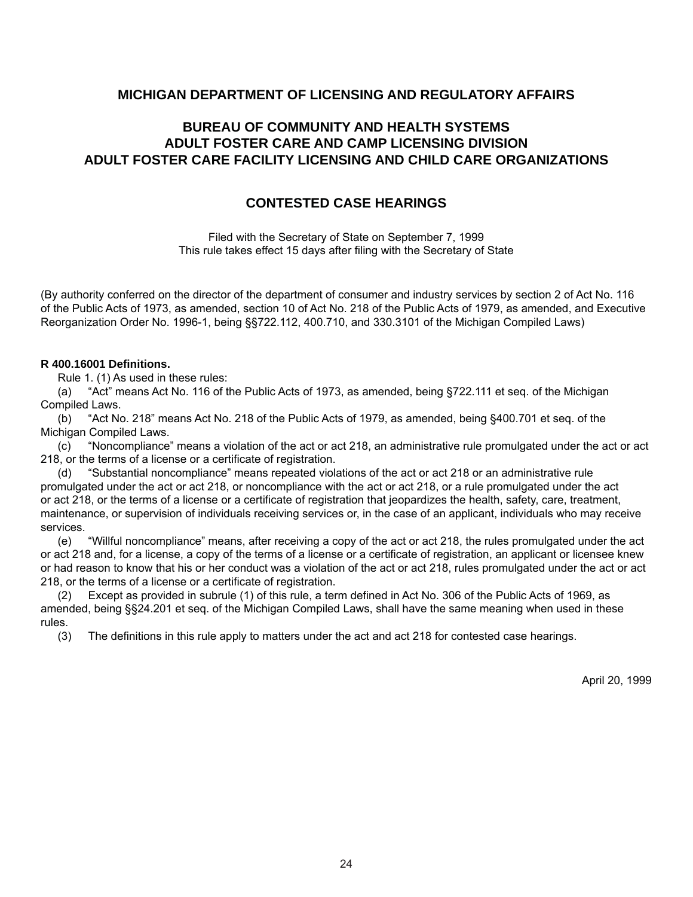## MICHIGAN DEPARTMENT OF LICENSING AND REGULATORY AFFAIRS

## BUREAU OF COMMUNITY AND HEALTH SYSTEMS
## ADULT FOSTER CARE AND CAMP LICENSING DIVISION
## ADULT FOSTER CARE FACILITY LICENSING AND CHILD CARE ORGANIZATIONS

## CONTESTED CASE HEARINGS

Filed with the Secretary of State on September 7, 1999
This rule takes effect 15 days after filing with the Secretary of State

(By authority conferred on the director of the department of consumer and industry services by section 2 of Act No. 116 of the Public Acts of 1973, as amended, section 10 of Act No. 218 of the Public Acts of 1979, as amended, and Executive Reorganization Order No. 1996-1, being §§722.112, 400.710, and 330.3101 of the Michigan Compiled Laws)

**R 400.16001 Definitions.**

Rule 1. (1) As used in these rules:

(a) "Act" means Act No. 116 of the Public Acts of 1973, as amended, being §722.111 et seq. of the Michigan Compiled Laws.

(b) "Act No. 218" means Act No. 218 of the Public Acts of 1979, as amended, being §400.701 et seq. of the Michigan Compiled Laws.

(c) "Noncompliance" means a violation of the act or act 218, an administrative rule promulgated under the act or act 218, or the terms of a license or a certificate of registration.

(d) "Substantial noncompliance" means repeated violations of the act or act 218 or an administrative rule promulgated under the act or act 218, or noncompliance with the act or act 218, or a rule promulgated under the act or act 218, or the terms of a license or a certificate of registration that jeopardizes the health, safety, care, treatment, maintenance, or supervision of individuals receiving services or, in the case of an applicant, individuals who may receive services.

(e) "Willful noncompliance" means, after receiving a copy of the act or act 218, the rules promulgated under the act or act 218 and, for a license, a copy of the terms of a license or a certificate of registration, an applicant or licensee knew or had reason to know that his or her conduct was a violation of the act or act 218, rules promulgated under the act or act 218, or the terms of a license or a certificate of registration.

(2) Except as provided in subrule (1) of this rule, a term defined in Act No. 306 of the Public Acts of 1969, as amended, being §§24.201 et seq. of the Michigan Compiled Laws, shall have the same meaning when used in these rules.

(3) The definitions in this rule apply to matters under the act and act 218 for contested case hearings.

April 20, 1999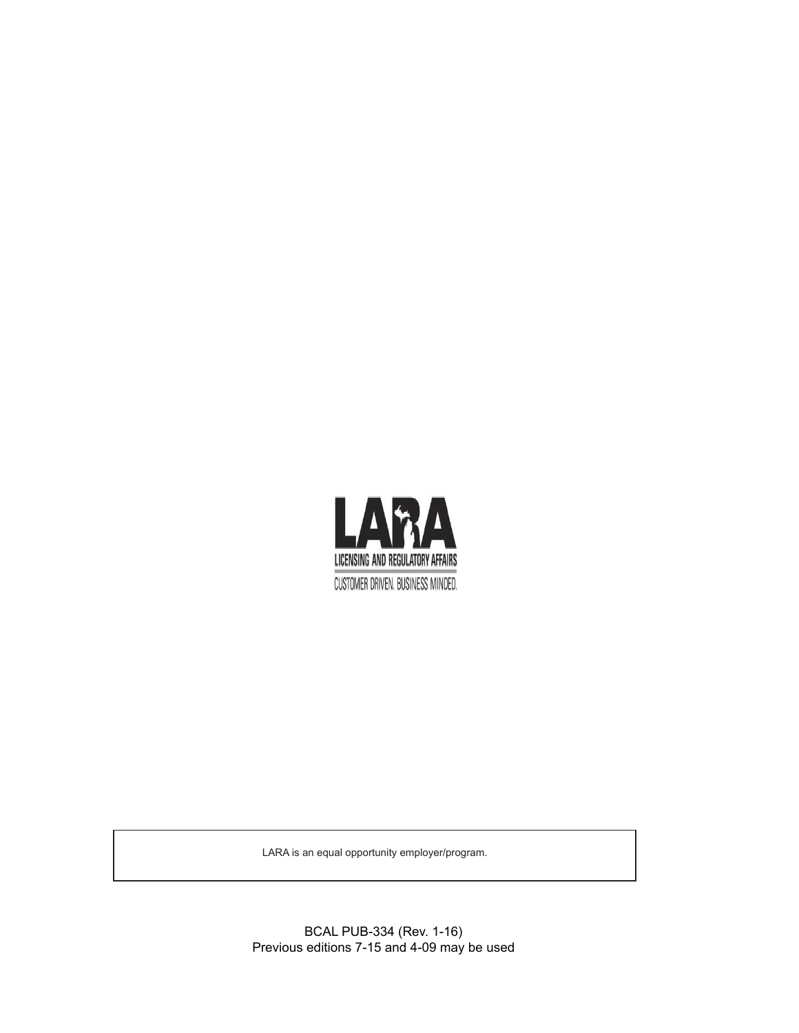LARA

LICENSING AND REGULATORY AFFAIRS

CUSTOMER DRIVEN. BUSINESS MINDED.

LARA is an equal opportunity employer/program.

BCAL PUB-334 (Rev. 1-16)
Previous editions 7-15 and 4-09 may be used